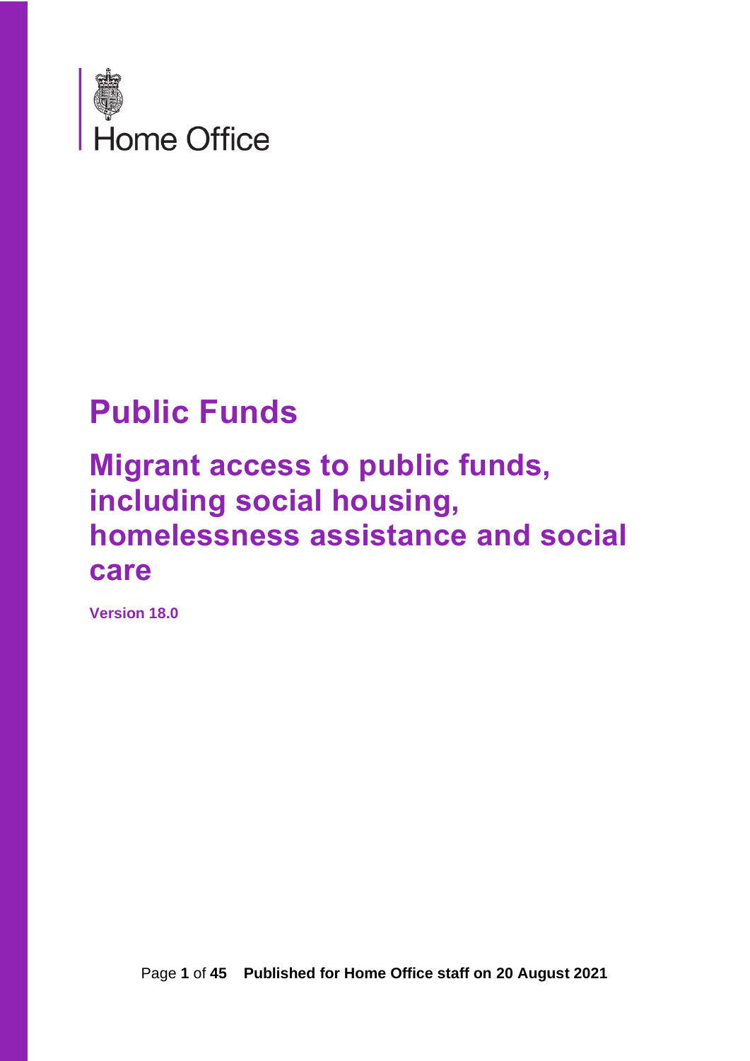Home Office

# Public Funds

## Migrant access to public funds, including social housing, homelessness assistance and social care

**Version 18.0**

**Published for Home Office staff on 20 August 2021**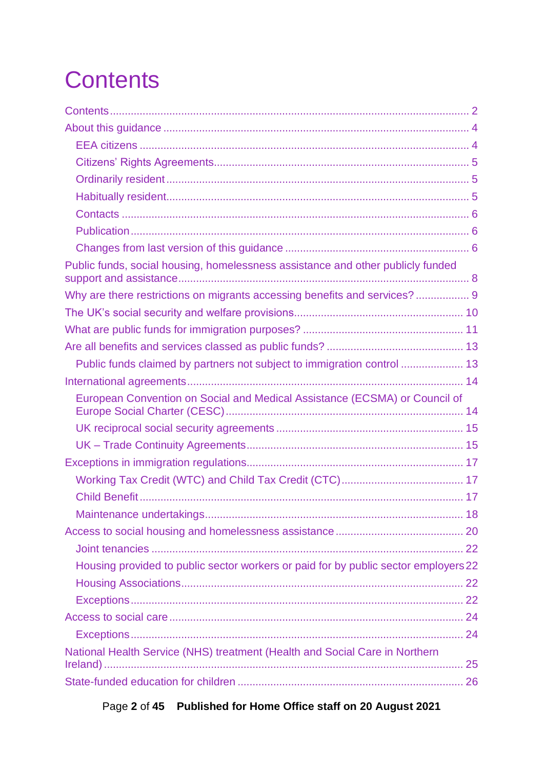# Contents

- Contents 2
- About this guidance 4
  - EEA citizens 4
  - Citizens' Rights Agreements 5
  - Ordinarily resident 5
  - Habitually resident 5
  - Contacts 6
  - Publication 6
  - Changes from last version of this guidance 6
- Public funds, social housing, homelessness assistance and other publicly funded support and assistance 8
- Why are there restrictions on migrants accessing benefits and services? 9
- The UK's social security and welfare provisions 10
- What are public funds for immigration purposes? 11
- Are all benefits and services classed as public funds? 13
  - Public funds claimed by partners not subject to immigration control 13
- International agreements 14
  - European Convention on Social and Medical Assistance (ECSMA) or Council of Europe Social Charter (CESC) 14
  - UK reciprocal social security agreements 15
  - UK – Trade Continuity Agreements 15
- Exceptions in immigration regulations 17
  - Working Tax Credit (WTC) and Child Tax Credit (CTC) 17
  - Child Benefit 17
  - Maintenance undertakings 18
- Access to social housing and homelessness assistance 20
  - Joint tenancies 22
  - Housing provided to public sector workers or paid for by public sector employers 22
  - Housing Associations 22
  - Exceptions 22
- Access to social care 24
  - Exceptions 24
- National Health Service (NHS) treatment (Health and Social Care in Northern Ireland) 25
- State-funded education for children 26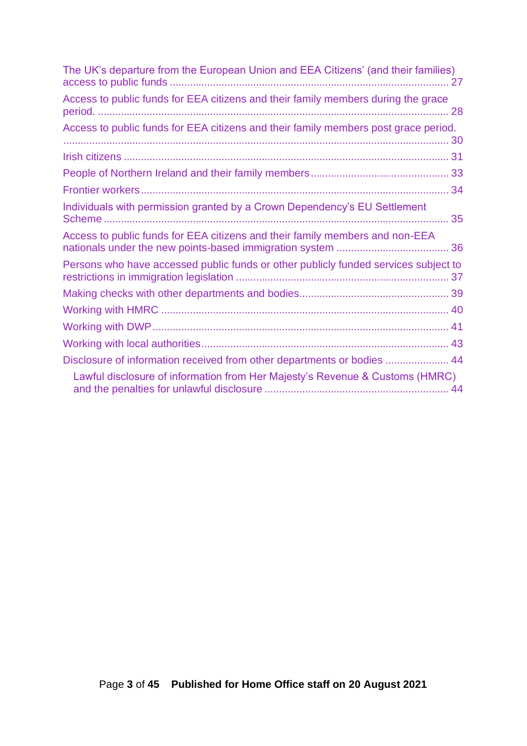The UK's departure from the European Union and EEA Citizens' (and their families) access to public funds ............ 27

Access to public funds for EEA citizens and their family members during the grace period. ............ 28

Access to public funds for EEA citizens and their family members post grace period. ............ 30

Irish citizens ............ 31

People of Northern Ireland and their family members ............ 33

Frontier workers ............ 34

Individuals with permission granted by a Crown Dependency's EU Settlement Scheme ............ 35

Access to public funds for EEA citizens and their family members and non-EEA nationals under the new points-based immigration system ............ 36

Persons who have accessed public funds or other publicly funded services subject to restrictions in immigration legislation ............ 37

Making checks with other departments and bodies ............ 39

Working with HMRC ............ 40

Working with DWP ............ 41

Working with local authorities ............ 43

Disclosure of information received from other departments or bodies ............ 44

- Lawful disclosure of information from Her Majesty's Revenue & Customs (HMRC) and the penalties for unlawful disclosure ............ 44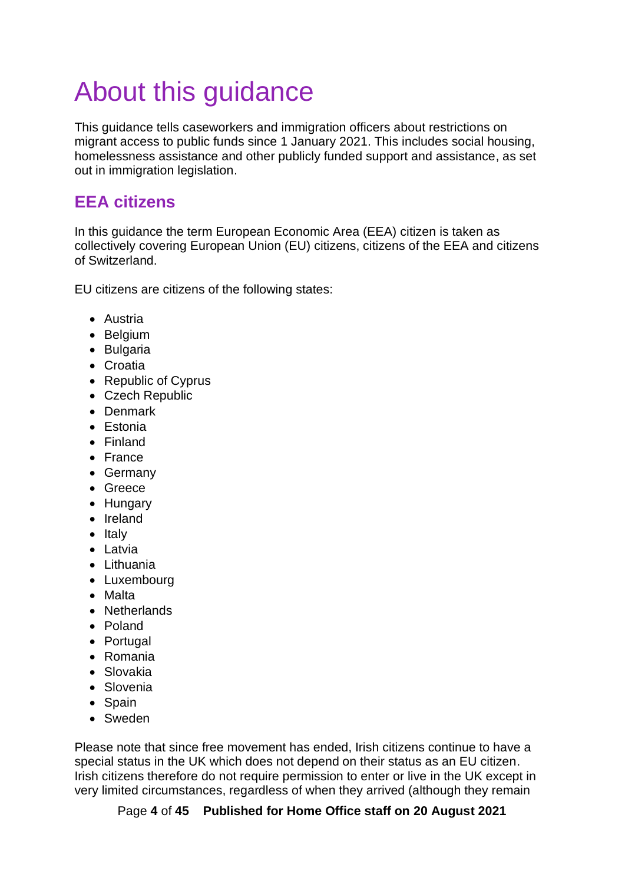# About this guidance

This guidance tells caseworkers and immigration officers about restrictions on migrant access to public funds since 1 January 2021. This includes social housing, homelessness assistance and other publicly funded support and assistance, as set out in immigration legislation.

## EEA citizens

In this guidance the term European Economic Area (EEA) citizen is taken as collectively covering European Union (EU) citizens, citizens of the EEA and citizens of Switzerland.

EU citizens are citizens of the following states:

- Austria
- Belgium
- Bulgaria
- Croatia
- Republic of Cyprus
- Czech Republic
- Denmark
- Estonia
- Finland
- France
- Germany
- Greece
- Hungary
- Ireland
- Italy
- Latvia
- Lithuania
- Luxembourg
- Malta
- Netherlands
- Poland
- Portugal
- Romania
- Slovakia
- Slovenia
- Spain
- Sweden

Please note that since free movement has ended, Irish citizens continue to have a special status in the UK which does not depend on their status as an EU citizen. Irish citizens therefore do not require permission to enter or live in the UK except in very limited circumstances, regardless of when they arrived (although they remain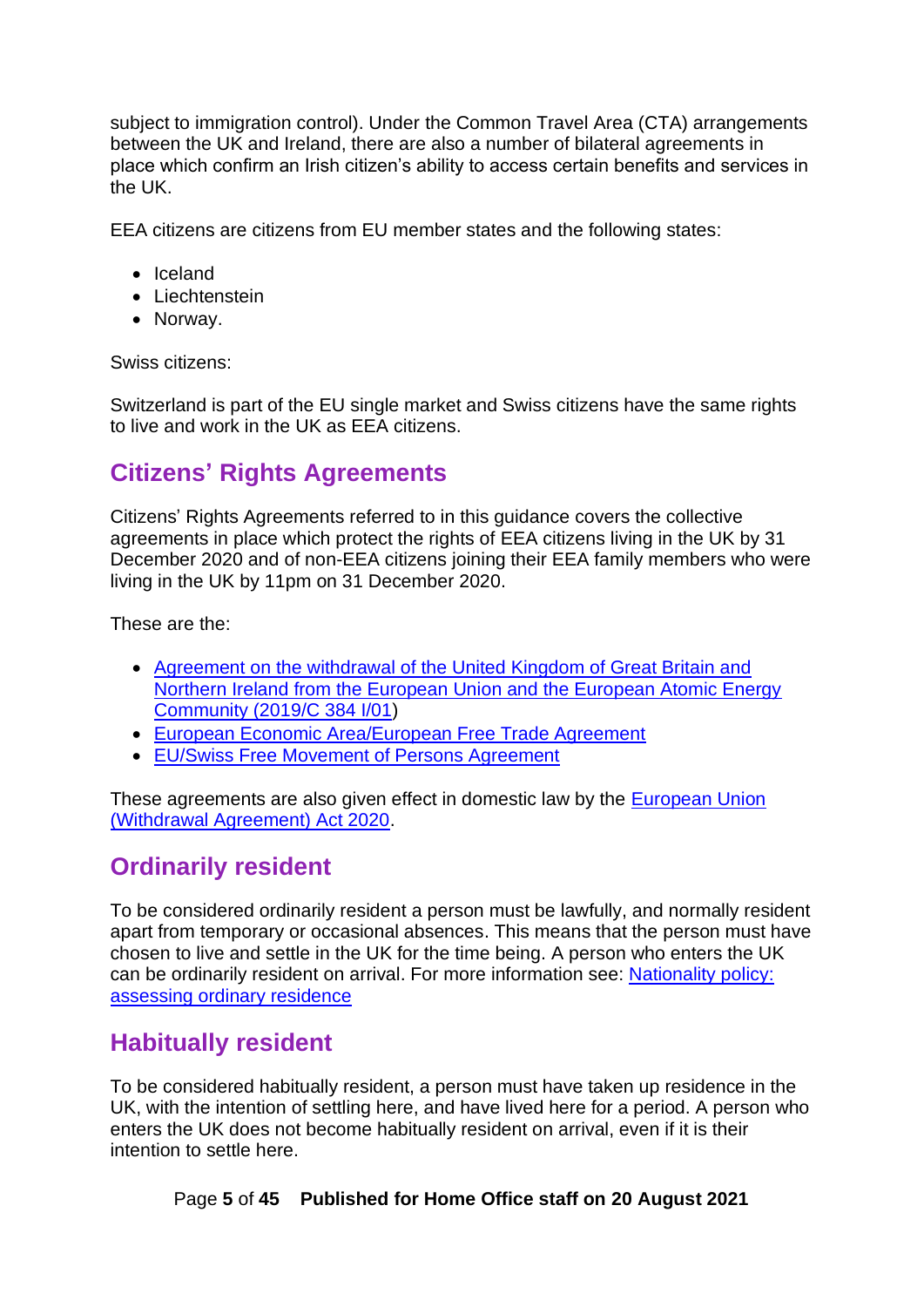subject to immigration control). Under the Common Travel Area (CTA) arrangements between the UK and Ireland, there are also a number of bilateral agreements in place which confirm an Irish citizen's ability to access certain benefits and services in the UK.

EEA citizens are citizens from EU member states and the following states:

- Iceland
- Liechtenstein
- Norway.

Swiss citizens:

Switzerland is part of the EU single market and Swiss citizens have the same rights to live and work in the UK as EEA citizens.

## Citizens' Rights Agreements

Citizens' Rights Agreements referred to in this guidance covers the collective agreements in place which protect the rights of EEA citizens living in the UK by 31 December 2020 and of non-EEA citizens joining their EEA family members who were living in the UK by 11pm on 31 December 2020.

These are the:

- Agreement on the withdrawal of the United Kingdom of Great Britain and Northern Ireland from the European Union and the European Atomic Energy Community (2019/C 384 I/01)
- European Economic Area/European Free Trade Agreement
- EU/Swiss Free Movement of Persons Agreement

These agreements are also given effect in domestic law by the European Union (Withdrawal Agreement) Act 2020.

## Ordinarily resident

To be considered ordinarily resident a person must be lawfully, and normally resident apart from temporary or occasional absences. This means that the person must have chosen to live and settle in the UK for the time being. A person who enters the UK can be ordinarily resident on arrival. For more information see: Nationality policy: assessing ordinary residence

## Habitually resident

To be considered habitually resident, a person must have taken up residence in the UK, with the intention of settling here, and have lived here for a period. A person who enters the UK does not become habitually resident on arrival, even if it is their intention to settle here.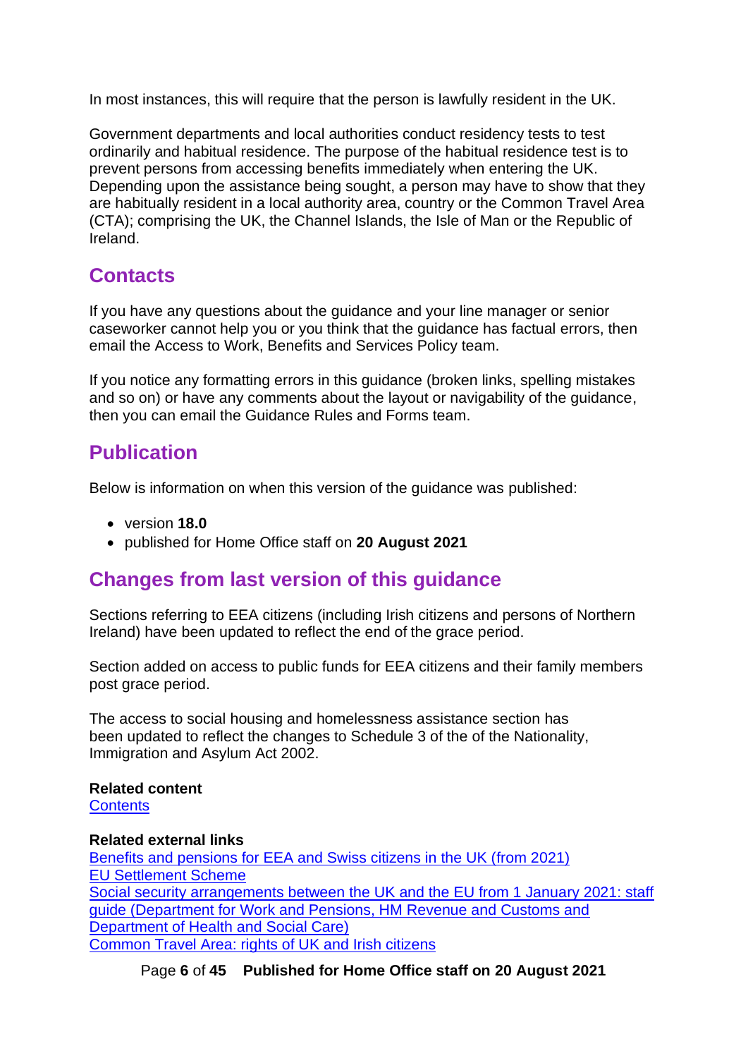In most instances, this will require that the person is lawfully resident in the UK.

Government departments and local authorities conduct residency tests to test ordinarily and habitual residence. The purpose of the habitual residence test is to prevent persons from accessing benefits immediately when entering the UK. Depending upon the assistance being sought, a person may have to show that they are habitually resident in a local authority area, country or the Common Travel Area (CTA); comprising the UK, the Channel Islands, the Isle of Man or the Republic of Ireland.

## Contacts

If you have any questions about the guidance and your line manager or senior caseworker cannot help you or you think that the guidance has factual errors, then email the Access to Work, Benefits and Services Policy team.

If you notice any formatting errors in this guidance (broken links, spelling mistakes and so on) or have any comments about the layout or navigability of the guidance, then you can email the Guidance Rules and Forms team.

## Publication

Below is information on when this version of the guidance was published:

- version **18.0**
- published for Home Office staff on **20 August 2021**

## Changes from last version of this guidance

Sections referring to EEA citizens (including Irish citizens and persons of Northern Ireland) have been updated to reflect the end of the grace period.

Section added on access to public funds for EEA citizens and their family members post grace period.

The access to social housing and homelessness assistance section has been updated to reflect the changes to Schedule 3 of the of the Nationality, Immigration and Asylum Act 2002.

**Related content**
Contents

**Related external links**
Benefits and pensions for EEA and Swiss citizens in the UK (from 2021)
EU Settlement Scheme
Social security arrangements between the UK and the EU from 1 January 2021: staff guide (Department for Work and Pensions, HM Revenue and Customs and Department of Health and Social Care)
Common Travel Area: rights of UK and Irish citizens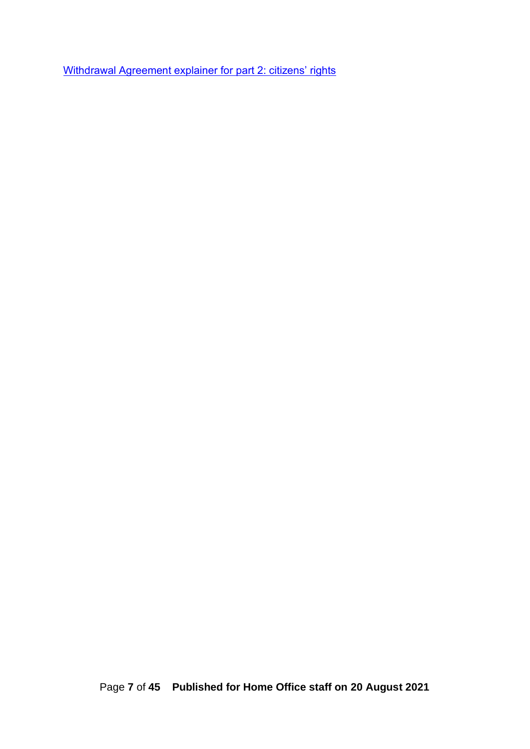Withdrawal Agreement explainer for part 2: citizens' rights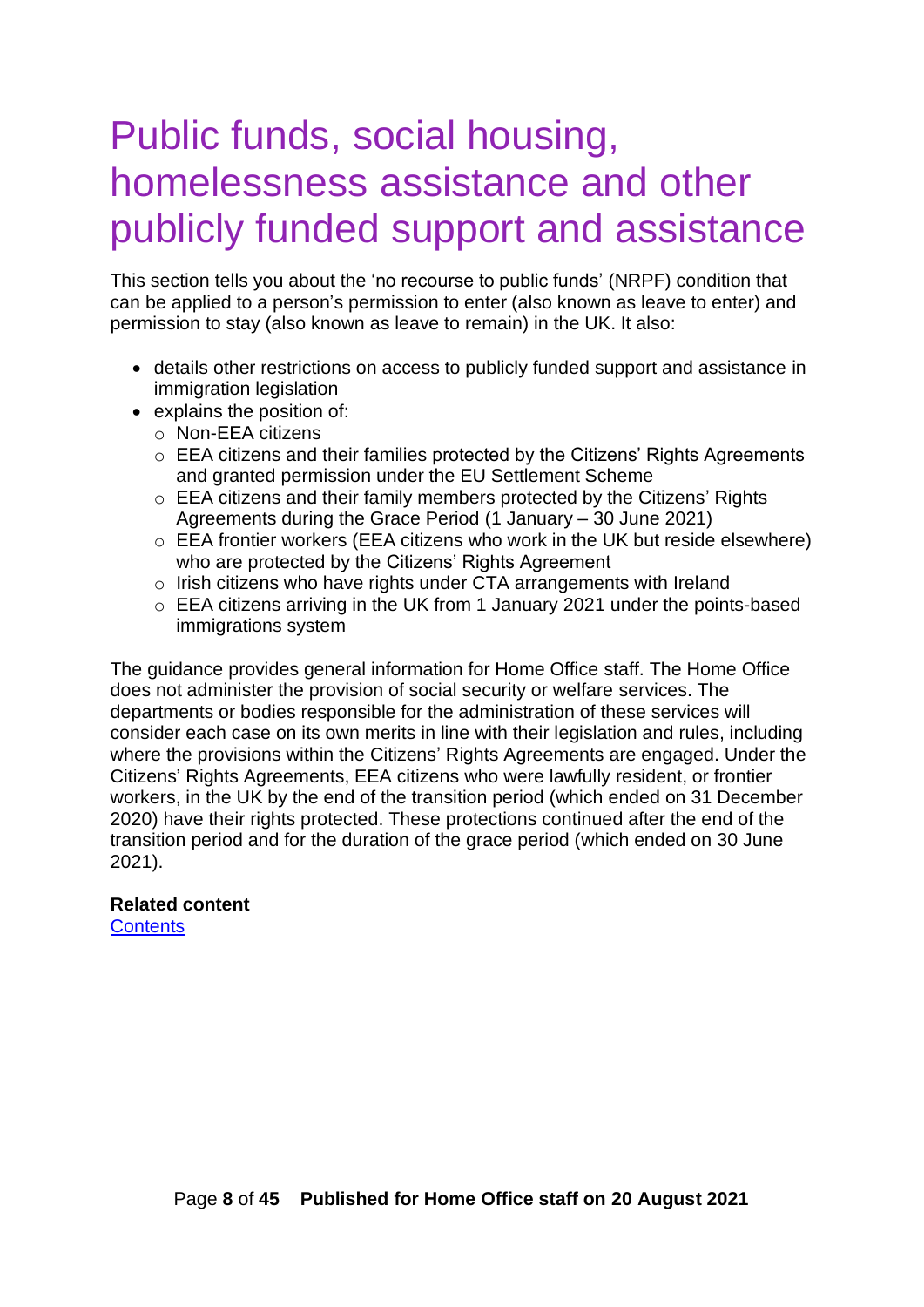# Public funds, social housing, homelessness assistance and other publicly funded support and assistance

This section tells you about the 'no recourse to public funds' (NRPF) condition that can be applied to a person's permission to enter (also known as leave to enter) and permission to stay (also known as leave to remain) in the UK. It also:

- details other restrictions on access to publicly funded support and assistance in immigration legislation
- explains the position of:
  - Non-EEA citizens
  - EEA citizens and their families protected by the Citizens' Rights Agreements and granted permission under the EU Settlement Scheme
  - EEA citizens and their family members protected by the Citizens' Rights Agreements during the Grace Period (1 January – 30 June 2021)
  - EEA frontier workers (EEA citizens who work in the UK but reside elsewhere) who are protected by the Citizens' Rights Agreement
  - Irish citizens who have rights under CTA arrangements with Ireland
  - EEA citizens arriving in the UK from 1 January 2021 under the points-based immigrations system

The guidance provides general information for Home Office staff. The Home Office does not administer the provision of social security or welfare services. The departments or bodies responsible for the administration of these services will consider each case on its own merits in line with their legislation and rules, including where the provisions within the Citizens' Rights Agreements are engaged. Under the Citizens' Rights Agreements, EEA citizens who were lawfully resident, or frontier workers, in the UK by the end of the transition period (which ended on 31 December 2020) have their rights protected. These protections continued after the end of the transition period and for the duration of the grace period (which ended on 30 June 2021).

**Related content**
Contents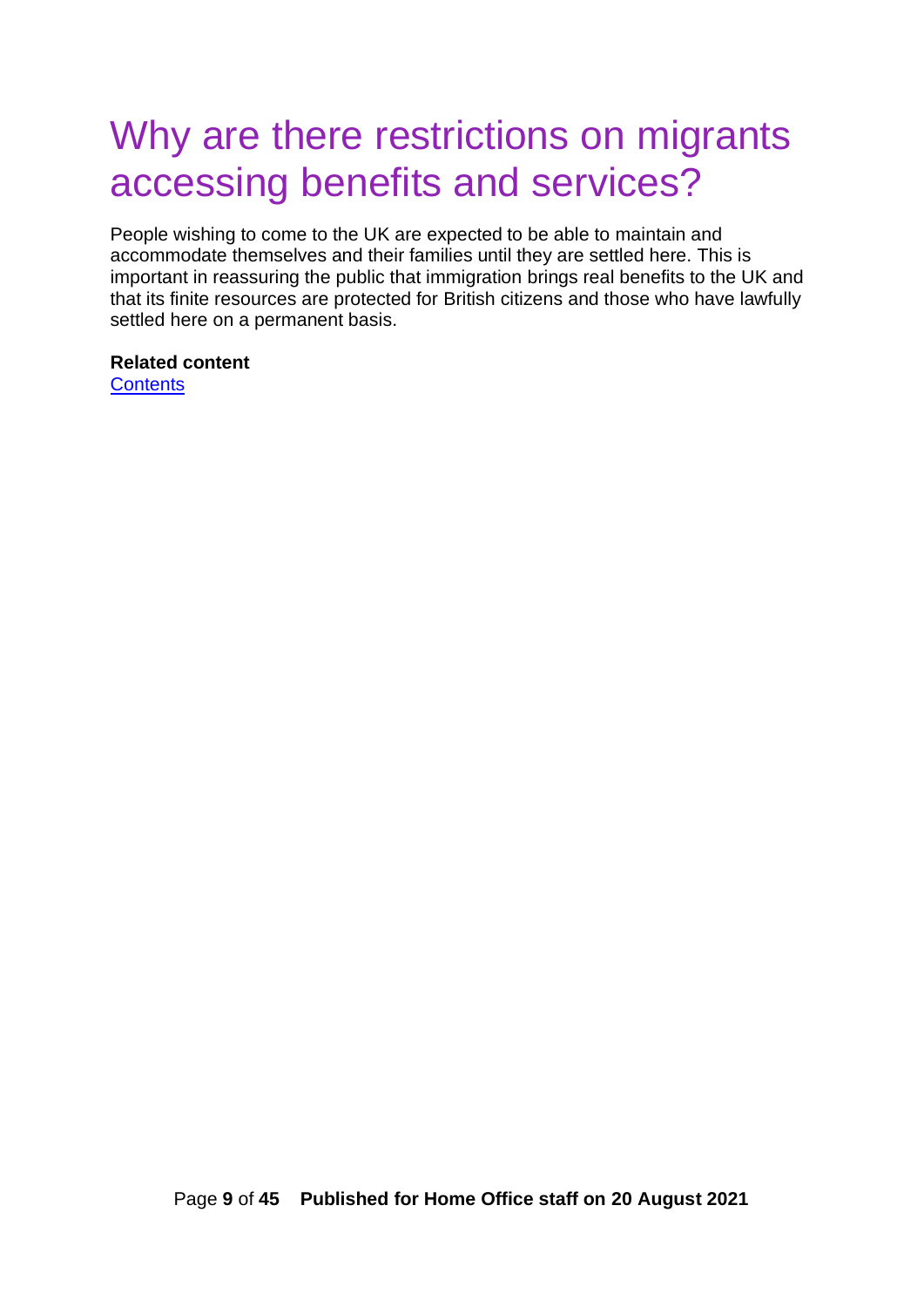# Why are there restrictions on migrants accessing benefits and services?

People wishing to come to the UK are expected to be able to maintain and accommodate themselves and their families until they are settled here. This is important in reassuring the public that immigration brings real benefits to the UK and that its finite resources are protected for British citizens and those who have lawfully settled here on a permanent basis.

**Related content**
Contents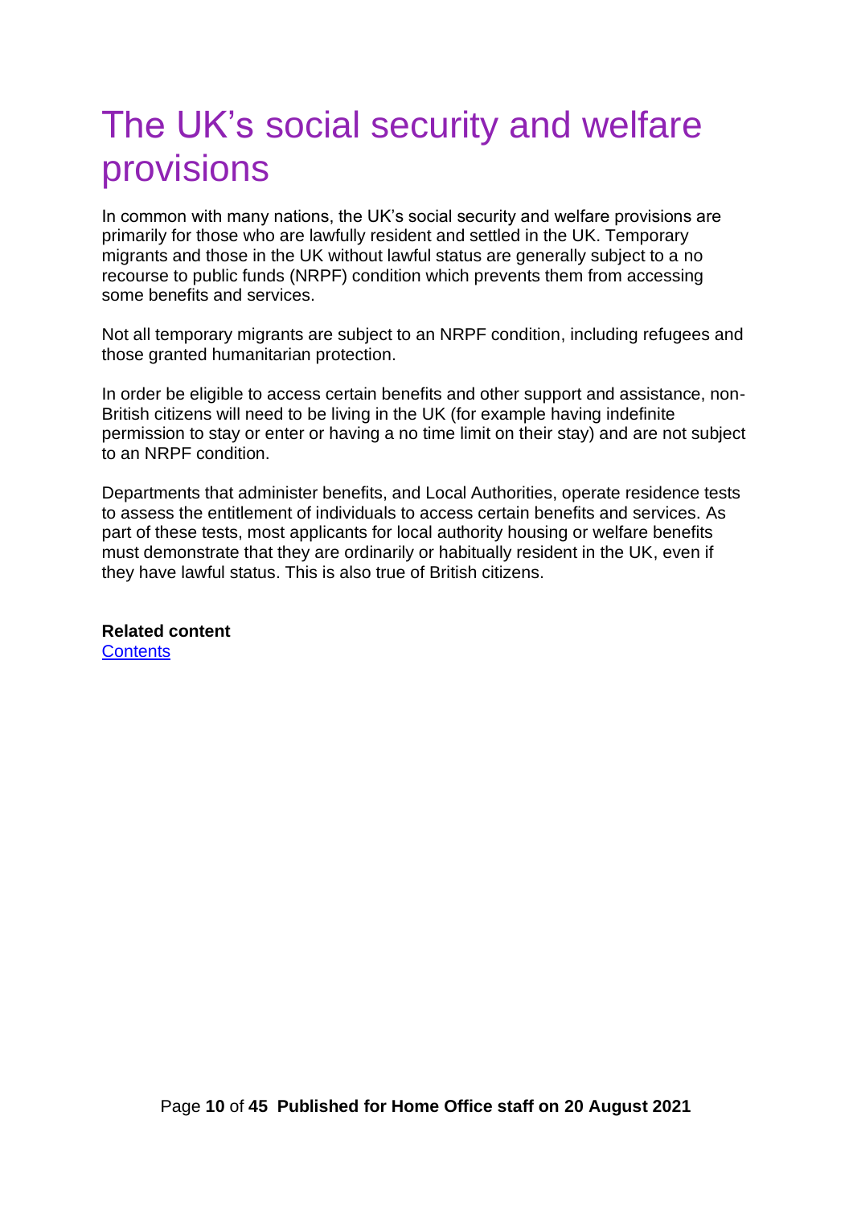# The UK's social security and welfare provisions

In common with many nations, the UK's social security and welfare provisions are primarily for those who are lawfully resident and settled in the UK. Temporary migrants and those in the UK without lawful status are generally subject to a no recourse to public funds (NRPF) condition which prevents them from accessing some benefits and services.

Not all temporary migrants are subject to an NRPF condition, including refugees and those granted humanitarian protection.

In order be eligible to access certain benefits and other support and assistance, non-British citizens will need to be living in the UK (for example having indefinite permission to stay or enter or having a no time limit on their stay) and are not subject to an NRPF condition.

Departments that administer benefits, and Local Authorities, operate residence tests to assess the entitlement of individuals to access certain benefits and services. As part of these tests, most applicants for local authority housing or welfare benefits must demonstrate that they are ordinarily or habitually resident in the UK, even if they have lawful status. This is also true of British citizens.

**Related content**
[Contents]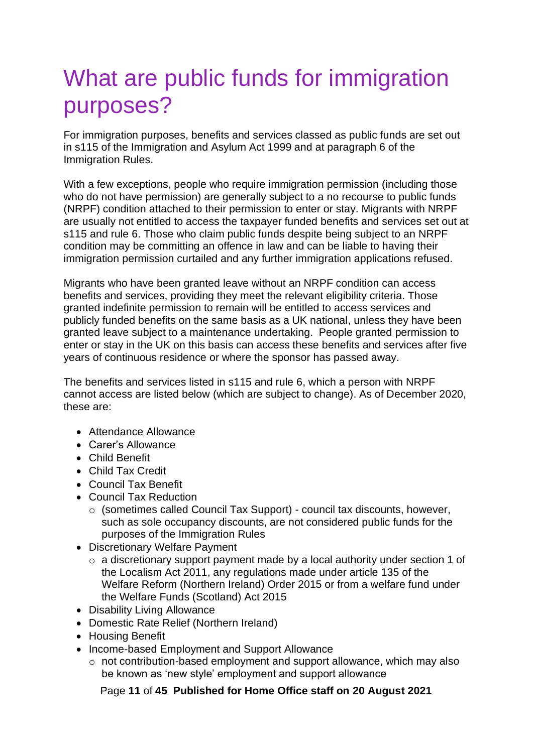# What are public funds for immigration purposes?

For immigration purposes, benefits and services classed as public funds are set out in s115 of the Immigration and Asylum Act 1999 and at paragraph 6 of the Immigration Rules.

With a few exceptions, people who require immigration permission (including those who do not have permission) are generally subject to a no recourse to public funds (NRPF) condition attached to their permission to enter or stay. Migrants with NRPF are usually not entitled to access the taxpayer funded benefits and services set out at s115 and rule 6. Those who claim public funds despite being subject to an NRPF condition may be committing an offence in law and can be liable to having their immigration permission curtailed and any further immigration applications refused.

Migrants who have been granted leave without an NRPF condition can access benefits and services, providing they meet the relevant eligibility criteria. Those granted indefinite permission to remain will be entitled to access services and publicly funded benefits on the same basis as a UK national, unless they have been granted leave subject to a maintenance undertaking. People granted permission to enter or stay in the UK on this basis can access these benefits and services after five years of continuous residence or where the sponsor has passed away.

The benefits and services listed in s115 and rule 6, which a person with NRPF cannot access are listed below (which are subject to change). As of December 2020, these are:

- Attendance Allowance
- Carer's Allowance
- Child Benefit
- Child Tax Credit
- Council Tax Benefit
- Council Tax Reduction
    - (sometimes called Council Tax Support) - council tax discounts, however, such as sole occupancy discounts, are not considered public funds for the purposes of the Immigration Rules
- Discretionary Welfare Payment
    - a discretionary support payment made by a local authority under section 1 of the Localism Act 2011, any regulations made under article 135 of the Welfare Reform (Northern Ireland) Order 2015 or from a welfare fund under the Welfare Funds (Scotland) Act 2015
- Disability Living Allowance
- Domestic Rate Relief (Northern Ireland)
- Housing Benefit
- Income-based Employment and Support Allowance
    - not contribution-based employment and support allowance, which may also be known as 'new style' employment and support allowance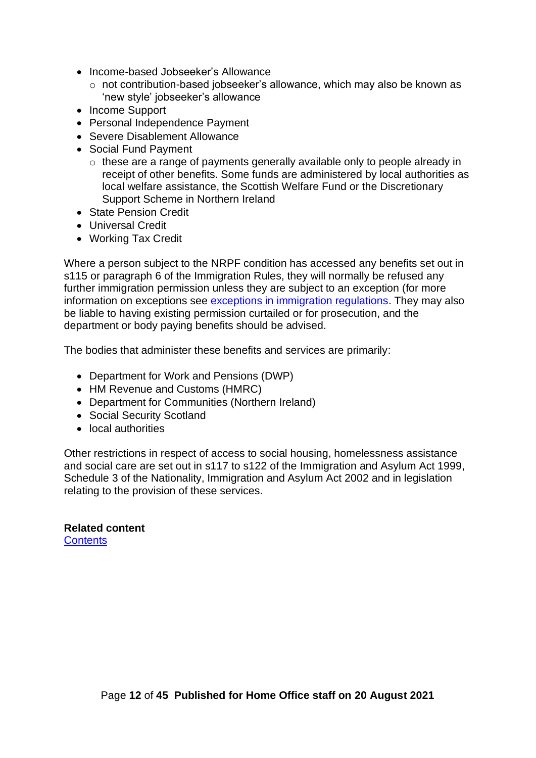- Income-based Jobseeker's Allowance
  - not contribution-based jobseeker's allowance, which may also be known as 'new style' jobseeker's allowance
- Income Support
- Personal Independence Payment
- Severe Disablement Allowance
- Social Fund Payment
  - these are a range of payments generally available only to people already in receipt of other benefits. Some funds are administered by local authorities as local welfare assistance, the Scottish Welfare Fund or the Discretionary Support Scheme in Northern Ireland
- State Pension Credit
- Universal Credit
- Working Tax Credit

Where a person subject to the NRPF condition has accessed any benefits set out in s115 or paragraph 6 of the Immigration Rules, they will normally be refused any further immigration permission unless they are subject to an exception (for more information on exceptions see [exceptions in immigration regulations](). They may also be liable to having existing permission curtailed or for prosecution, and the department or body paying benefits should be advised.

The bodies that administer these benefits and services are primarily:

- Department for Work and Pensions (DWP)
- HM Revenue and Customs (HMRC)
- Department for Communities (Northern Ireland)
- Social Security Scotland
- local authorities

Other restrictions in respect of access to social housing, homelessness assistance and social care are set out in s117 to s122 of the Immigration and Asylum Act 1999, Schedule 3 of the Nationality, Immigration and Asylum Act 2002 and in legislation relating to the provision of these services.

**Related content**
[Contents]()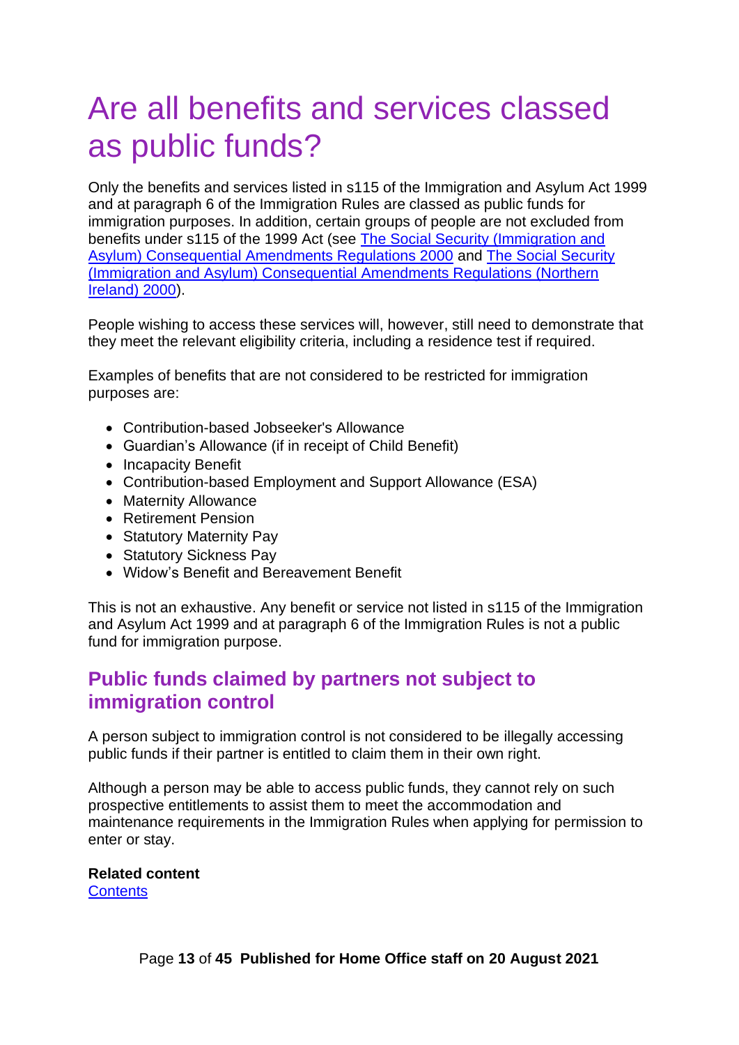# Are all benefits and services classed as public funds?

Only the benefits and services listed in s115 of the Immigration and Asylum Act 1999 and at paragraph 6 of the Immigration Rules are classed as public funds for immigration purposes. In addition, certain groups of people are not excluded from benefits under s115 of the 1999 Act (see [The Social Security (Immigration and Asylum) Consequential Amendments Regulations 2000]() and [The Social Security (Immigration and Asylum) Consequential Amendments Regulations (Northern Ireland) 2000]()).

People wishing to access these services will, however, still need to demonstrate that they meet the relevant eligibility criteria, including a residence test if required.

Examples of benefits that are not considered to be restricted for immigration purposes are:

- Contribution-based Jobseeker's Allowance
- Guardian's Allowance (if in receipt of Child Benefit)
- Incapacity Benefit
- Contribution-based Employment and Support Allowance (ESA)
- Maternity Allowance
- Retirement Pension
- Statutory Maternity Pay
- Statutory Sickness Pay
- Widow's Benefit and Bereavement Benefit

This is not an exhaustive. Any benefit or service not listed in s115 of the Immigration and Asylum Act 1999 and at paragraph 6 of the Immigration Rules is not a public fund for immigration purpose.

## Public funds claimed by partners not subject to immigration control

A person subject to immigration control is not considered to be illegally accessing public funds if their partner is entitled to claim them in their own right.

Although a person may be able to access public funds, they cannot rely on such prospective entitlements to assist them to meet the accommodation and maintenance requirements in the Immigration Rules when applying for permission to enter or stay.

**Related content**
[Contents]()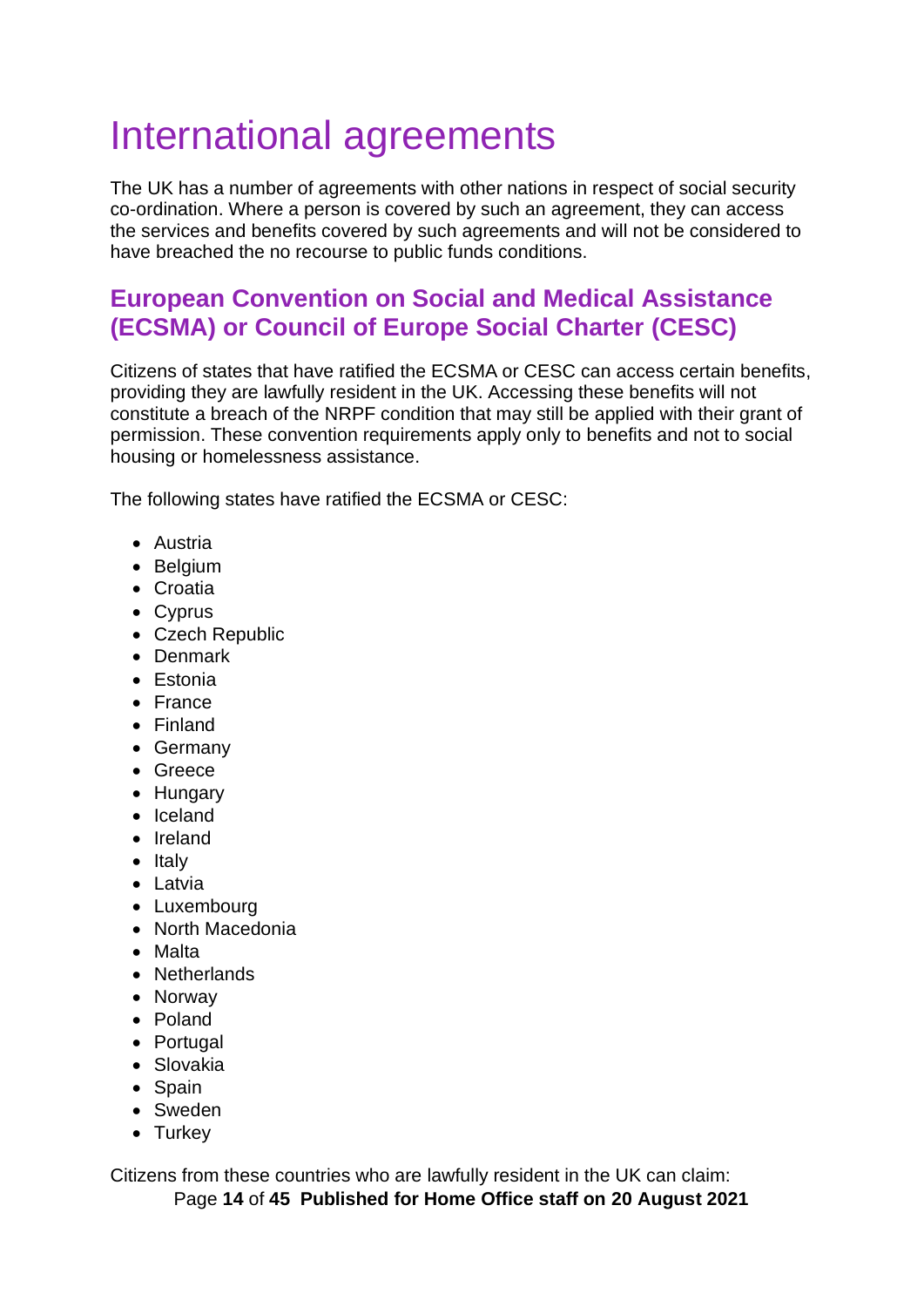# International agreements

The UK has a number of agreements with other nations in respect of social security co-ordination. Where a person is covered by such an agreement, they can access the services and benefits covered by such agreements and will not be considered to have breached the no recourse to public funds conditions.

## European Convention on Social and Medical Assistance (ECSMA) or Council of Europe Social Charter (CESC)

Citizens of states that have ratified the ECSMA or CESC can access certain benefits, providing they are lawfully resident in the UK. Accessing these benefits will not constitute a breach of the NRPF condition that may still be applied with their grant of permission. These convention requirements apply only to benefits and not to social housing or homelessness assistance.

The following states have ratified the ECSMA or CESC:

- Austria
- Belgium
- Croatia
- Cyprus
- Czech Republic
- Denmark
- Estonia
- France
- Finland
- Germany
- Greece
- Hungary
- Iceland
- Ireland
- Italy
- Latvia
- Luxembourg
- North Macedonia
- Malta
- Netherlands
- Norway
- Poland
- Portugal
- Slovakia
- Spain
- Sweden
- Turkey

Citizens from these countries who are lawfully resident in the UK can claim: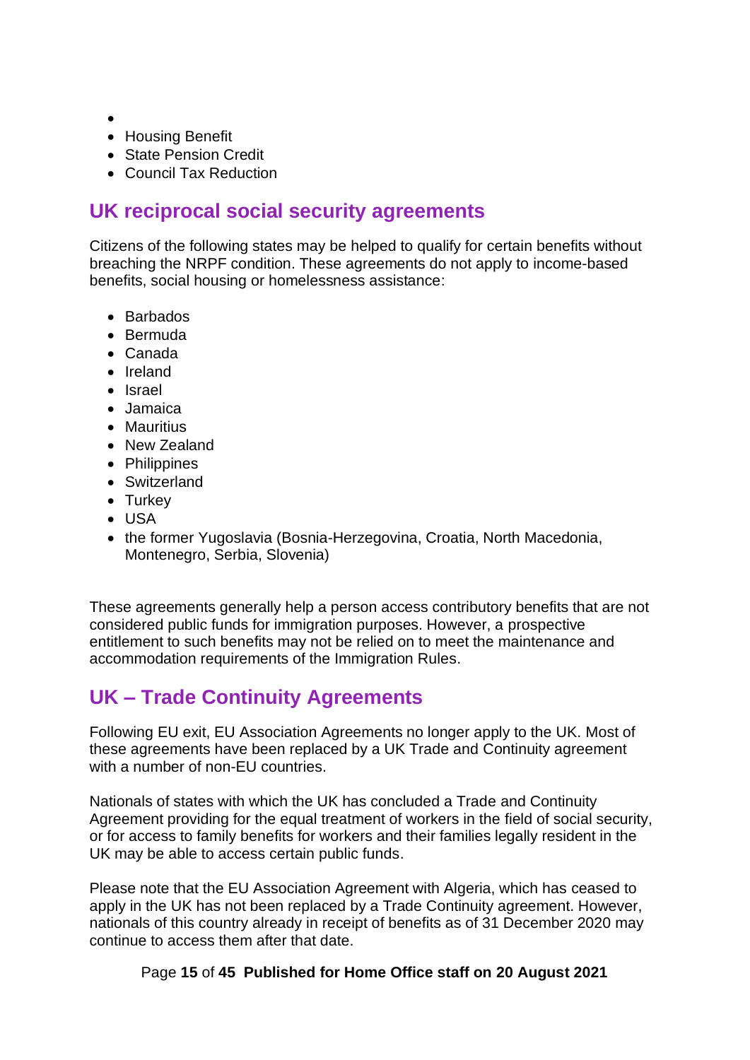- 
- Housing Benefit
- State Pension Credit
- Council Tax Reduction

## UK reciprocal social security agreements

Citizens of the following states may be helped to qualify for certain benefits without breaching the NRPF condition. These agreements do not apply to income-based benefits, social housing or homelessness assistance:

- Barbados
- Bermuda
- Canada
- Ireland
- Israel
- Jamaica
- Mauritius
- New Zealand
- Philippines
- Switzerland
- Turkey
- USA
- the former Yugoslavia (Bosnia-Herzegovina, Croatia, North Macedonia, Montenegro, Serbia, Slovenia)

These agreements generally help a person access contributory benefits that are not considered public funds for immigration purposes. However, a prospective entitlement to such benefits may not be relied on to meet the maintenance and accommodation requirements of the Immigration Rules.

## UK – Trade Continuity Agreements

Following EU exit, EU Association Agreements no longer apply to the UK. Most of these agreements have been replaced by a UK Trade and Continuity agreement with a number of non-EU countries.

Nationals of states with which the UK has concluded a Trade and Continuity Agreement providing for the equal treatment of workers in the field of social security, or for access to family benefits for workers and their families legally resident in the UK may be able to access certain public funds.

Please note that the EU Association Agreement with Algeria, which has ceased to apply in the UK has not been replaced by a Trade Continuity agreement. However, nationals of this country already in receipt of benefits as of 31 December 2020 may continue to access them after that date.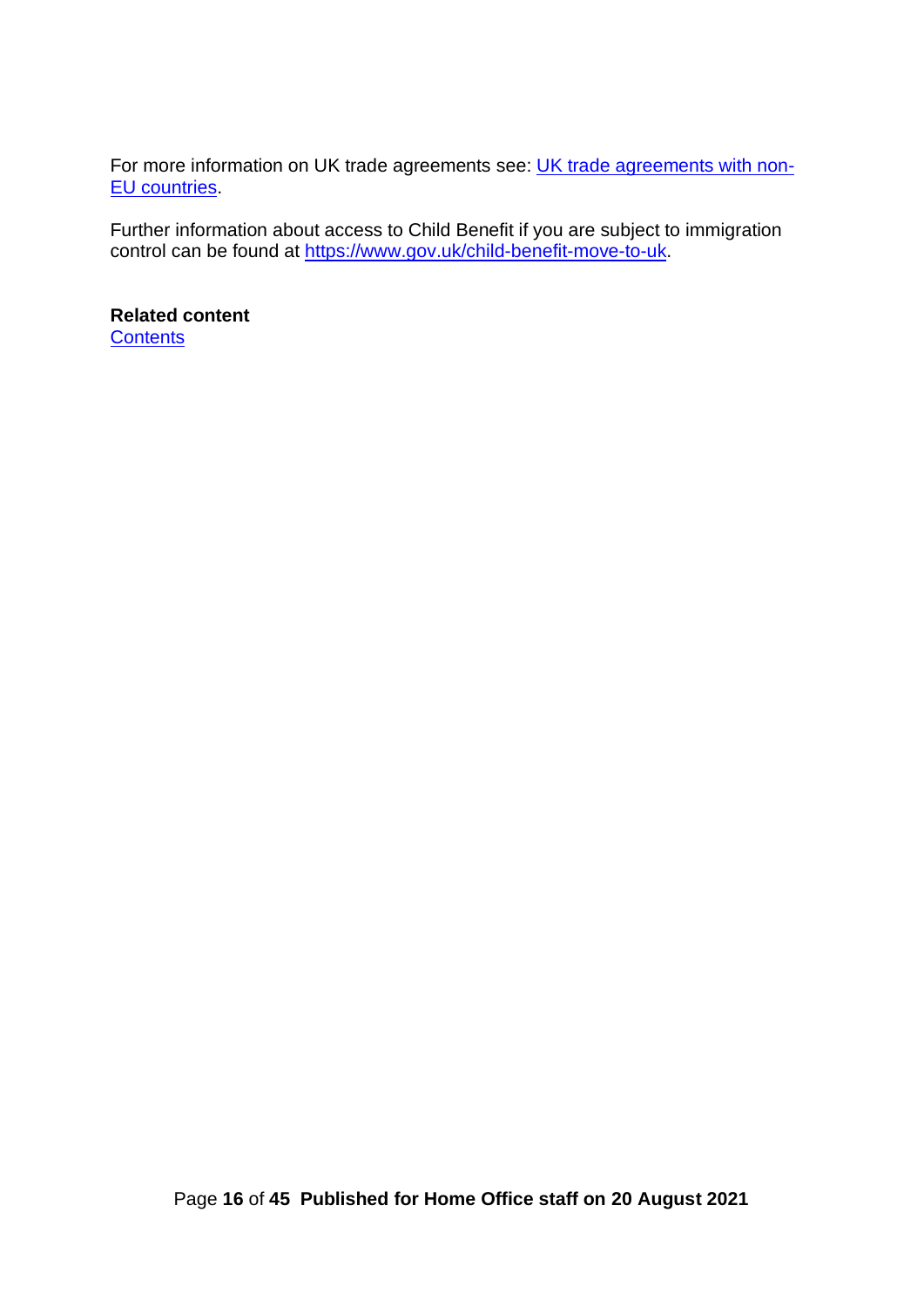For more information on UK trade agreements see: [UK trade agreements with non-EU countries](#).

Further information about access to Child Benefit if you are subject to immigration control can be found at [https://www.gov.uk/child-benefit-move-to-uk](https://www.gov.uk/child-benefit-move-to-uk).

**Related content**
[Contents](#)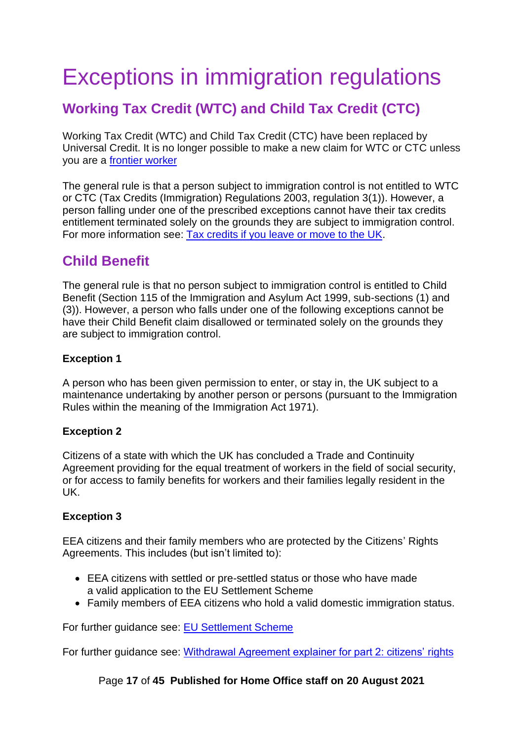# Exceptions in immigration regulations

## Working Tax Credit (WTC) and Child Tax Credit (CTC)

Working Tax Credit (WTC) and Child Tax Credit (CTC) have been replaced by Universal Credit. It is no longer possible to make a new claim for WTC or CTC unless you are a [frontier worker]

The general rule is that a person subject to immigration control is not entitled to WTC or CTC (Tax Credits (Immigration) Regulations 2003, regulation 3(1)). However, a person falling under one of the prescribed exceptions cannot have their tax credits entitlement terminated solely on the grounds they are subject to immigration control. For more information see: [Tax credits if you leave or move to the UK].

## Child Benefit

The general rule is that no person subject to immigration control is entitled to Child Benefit (Section 115 of the Immigration and Asylum Act 1999, sub-sections (1) and (3)). However, a person who falls under one of the following exceptions cannot be have their Child Benefit claim disallowed or terminated solely on the grounds they are subject to immigration control.

**Exception 1**

A person who has been given permission to enter, or stay in, the UK subject to a maintenance undertaking by another person or persons (pursuant to the Immigration Rules within the meaning of the Immigration Act 1971).

**Exception 2**

Citizens of a state with which the UK has concluded a Trade and Continuity Agreement providing for the equal treatment of workers in the field of social security, or for access to family benefits for workers and their families legally resident in the UK.

**Exception 3**

EEA citizens and their family members who are protected by the Citizens' Rights Agreements. This includes (but isn't limited to):

- EEA citizens with settled or pre-settled status or those who have made a valid application to the EU Settlement Scheme
- Family members of EEA citizens who hold a valid domestic immigration status.

For further guidance see: [EU Settlement Scheme]

For further guidance see: [Withdrawal Agreement explainer for part 2: citizens' rights]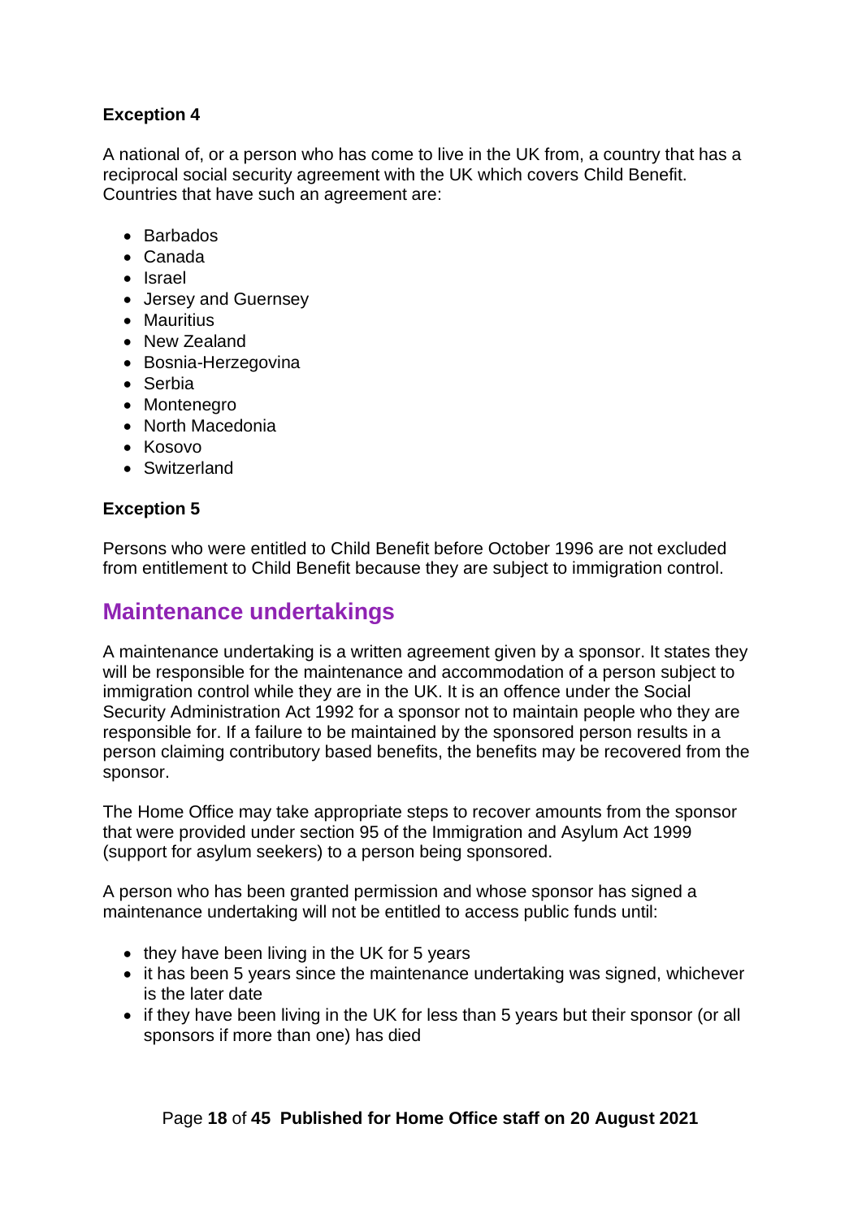**Exception 4**

A national of, or a person who has come to live in the UK from, a country that has a reciprocal social security agreement with the UK which covers Child Benefit. Countries that have such an agreement are:

- Barbados
- Canada
- Israel
- Jersey and Guernsey
- Mauritius
- New Zealand
- Bosnia-Herzegovina
- Serbia
- Montenegro
- North Macedonia
- Kosovo
- Switzerland

**Exception 5**

Persons who were entitled to Child Benefit before October 1996 are not excluded from entitlement to Child Benefit because they are subject to immigration control.

## Maintenance undertakings

A maintenance undertaking is a written agreement given by a sponsor. It states they will be responsible for the maintenance and accommodation of a person subject to immigration control while they are in the UK. It is an offence under the Social Security Administration Act 1992 for a sponsor not to maintain people who they are responsible for. If a failure to be maintained by the sponsored person results in a person claiming contributory based benefits, the benefits may be recovered from the sponsor.

The Home Office may take appropriate steps to recover amounts from the sponsor that were provided under section 95 of the Immigration and Asylum Act 1999 (support for asylum seekers) to a person being sponsored.

A person who has been granted permission and whose sponsor has signed a maintenance undertaking will not be entitled to access public funds until:

- they have been living in the UK for 5 years
- it has been 5 years since the maintenance undertaking was signed, whichever is the later date
- if they have been living in the UK for less than 5 years but their sponsor (or all sponsors if more than one) has died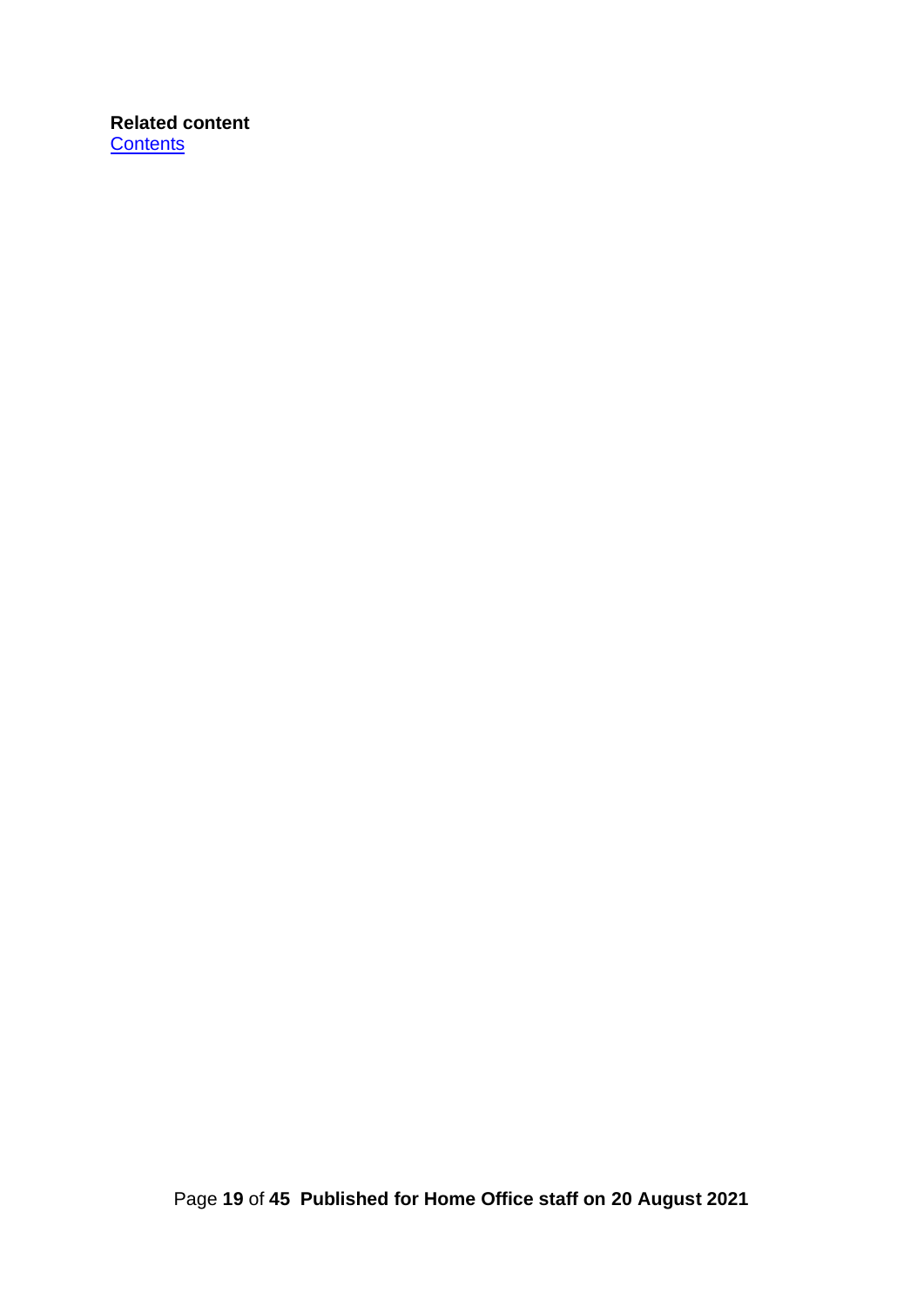**Related content**
[Contents]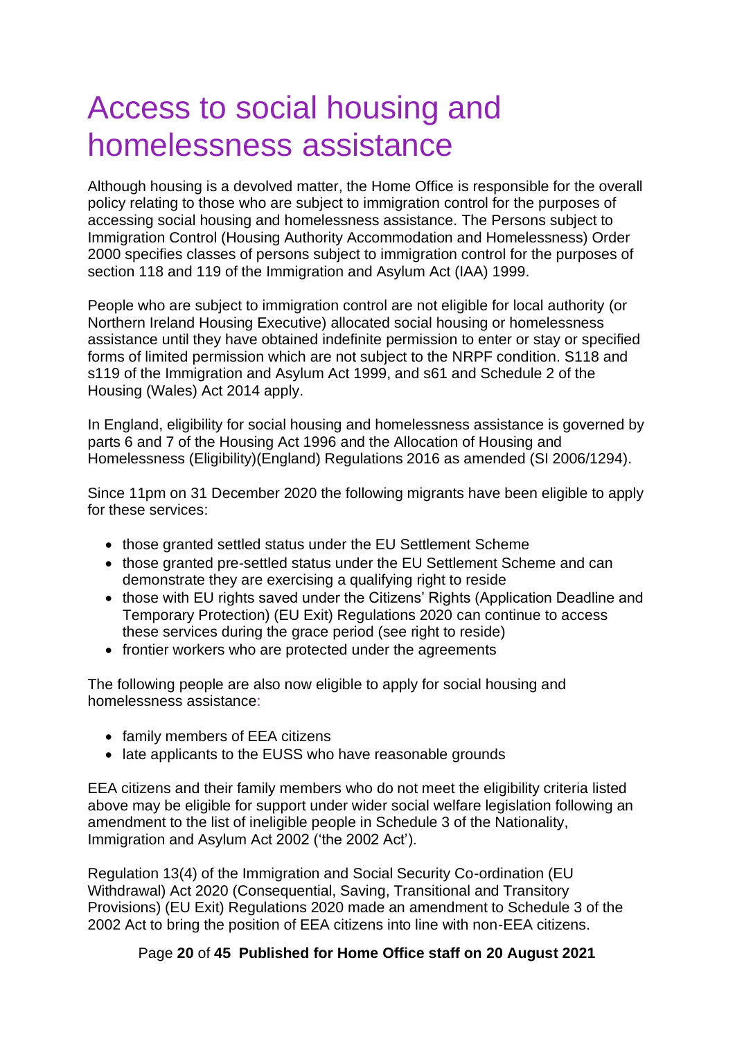# Access to social housing and homelessness assistance

Although housing is a devolved matter, the Home Office is responsible for the overall policy relating to those who are subject to immigration control for the purposes of accessing social housing and homelessness assistance. The Persons subject to Immigration Control (Housing Authority Accommodation and Homelessness) Order 2000 specifies classes of persons subject to immigration control for the purposes of section 118 and 119 of the Immigration and Asylum Act (IAA) 1999.

People who are subject to immigration control are not eligible for local authority (or Northern Ireland Housing Executive) allocated social housing or homelessness assistance until they have obtained indefinite permission to enter or stay or specified forms of limited permission which are not subject to the NRPF condition. S118 and s119 of the Immigration and Asylum Act 1999, and s61 and Schedule 2 of the Housing (Wales) Act 2014 apply.

In England, eligibility for social housing and homelessness assistance is governed by parts 6 and 7 of the Housing Act 1996 and the Allocation of Housing and Homelessness (Eligibility)(England) Regulations 2016 as amended (SI 2006/1294).

Since 11pm on 31 December 2020 the following migrants have been eligible to apply for these services:

- those granted settled status under the EU Settlement Scheme
- those granted pre-settled status under the EU Settlement Scheme and can demonstrate they are exercising a qualifying right to reside
- those with EU rights saved under the Citizens' Rights (Application Deadline and Temporary Protection) (EU Exit) Regulations 2020 can continue to access these services during the grace period (see right to reside)
- frontier workers who are protected under the agreements

The following people are also now eligible to apply for social housing and homelessness assistance:

- family members of EEA citizens
- late applicants to the EUSS who have reasonable grounds

EEA citizens and their family members who do not meet the eligibility criteria listed above may be eligible for support under wider social welfare legislation following an amendment to the list of ineligible people in Schedule 3 of the Nationality, Immigration and Asylum Act 2002 ('the 2002 Act').

Regulation 13(4) of the Immigration and Social Security Co-ordination (EU Withdrawal) Act 2020 (Consequential, Saving, Transitional and Transitory Provisions) (EU Exit) Regulations 2020 made an amendment to Schedule 3 of the 2002 Act to bring the position of EEA citizens into line with non-EEA citizens.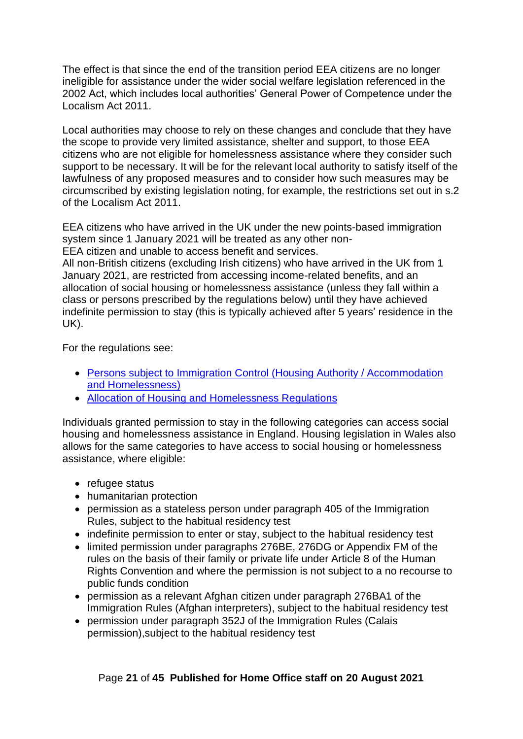The effect is that since the end of the transition period EEA citizens are no longer ineligible for assistance under the wider social welfare legislation referenced in the 2002 Act, which includes local authorities' General Power of Competence under the Localism Act 2011.

Local authorities may choose to rely on these changes and conclude that they have the scope to provide very limited assistance, shelter and support, to those EEA citizens who are not eligible for homelessness assistance where they consider such support to be necessary. It will be for the relevant local authority to satisfy itself of the lawfulness of any proposed measures and to consider how such measures may be circumscribed by existing legislation noting, for example, the restrictions set out in s.2 of the Localism Act 2011.

EEA citizens who have arrived in the UK under the new points-based immigration system since 1 January 2021 will be treated as any other non-EEA citizen and unable to access benefit and services.

All non-British citizens (excluding Irish citizens) who have arrived in the UK from 1 January 2021, are restricted from accessing income-related benefits, and an allocation of social housing or homelessness assistance (unless they fall within a class or persons prescribed by the regulations below) until they have achieved indefinite permission to stay (this is typically achieved after 5 years' residence in the UK).

For the regulations see:

- [Persons subject to Immigration Control (Housing Authority / Accommodation and Homelessness)]()
- [Allocation of Housing and Homelessness Regulations]()

Individuals granted permission to stay in the following categories can access social housing and homelessness assistance in England. Housing legislation in Wales also allows for the same categories to have access to social housing or homelessness assistance, where eligible:

- refugee status
- humanitarian protection
- permission as a stateless person under paragraph 405 of the Immigration Rules, subject to the habitual residency test
- indefinite permission to enter or stay, subject to the habitual residency test
- limited permission under paragraphs 276BE, 276DG or Appendix FM of the rules on the basis of their family or private life under Article 8 of the Human Rights Convention and where the permission is not subject to a no recourse to public funds condition
- permission as a relevant Afghan citizen under paragraph 276BA1 of the Immigration Rules (Afghan interpreters), subject to the habitual residency test
- permission under paragraph 352J of the Immigration Rules (Calais permission),subject to the habitual residency test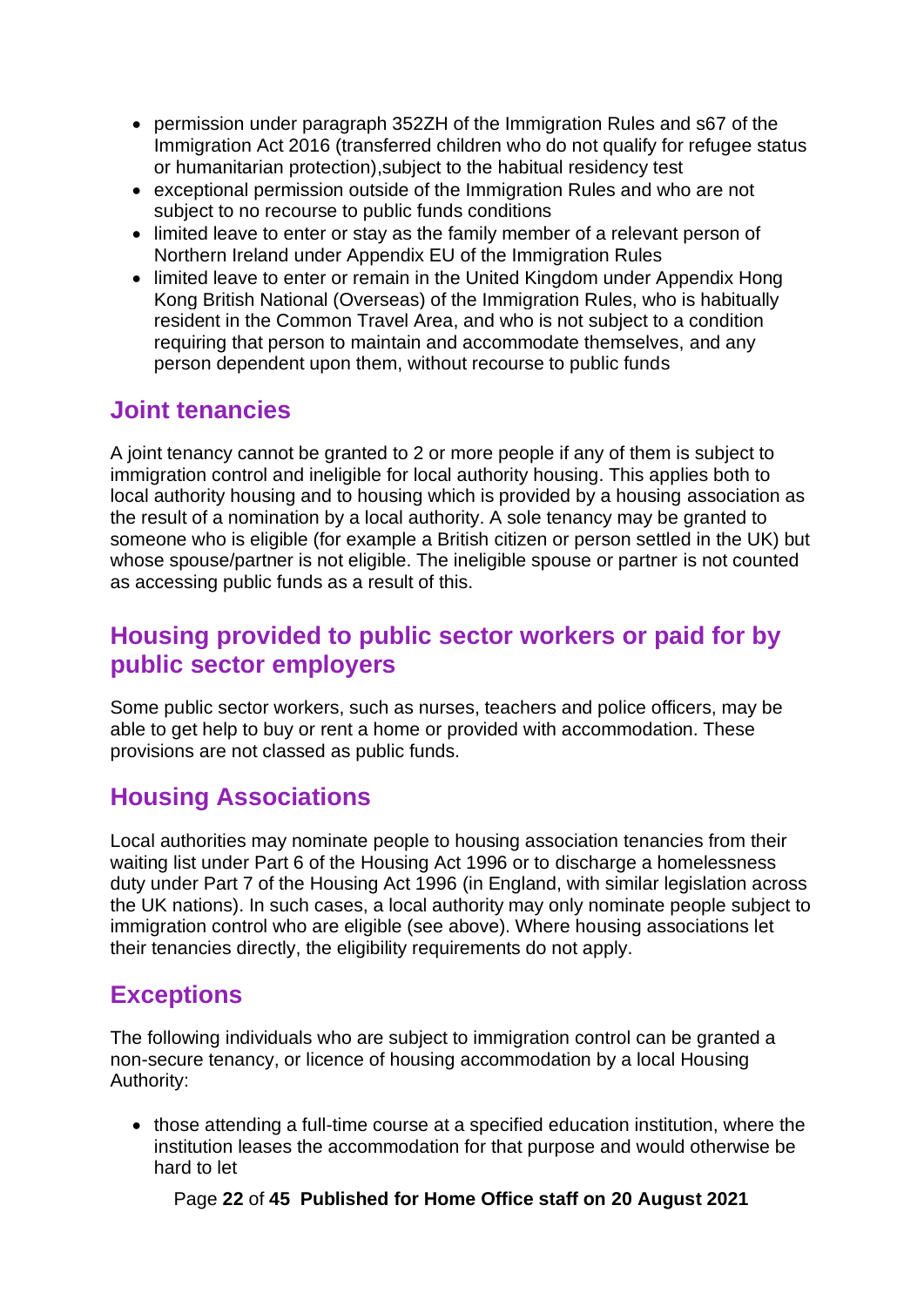- permission under paragraph 352ZH of the Immigration Rules and s67 of the Immigration Act 2016 (transferred children who do not qualify for refugee status or humanitarian protection),subject to the habitual residency test
- exceptional permission outside of the Immigration Rules and who are not subject to no recourse to public funds conditions
- limited leave to enter or stay as the family member of a relevant person of Northern Ireland under Appendix EU of the Immigration Rules
- limited leave to enter or remain in the United Kingdom under Appendix Hong Kong British National (Overseas) of the Immigration Rules, who is habitually resident in the Common Travel Area, and who is not subject to a condition requiring that person to maintain and accommodate themselves, and any person dependent upon them, without recourse to public funds

## Joint tenancies

A joint tenancy cannot be granted to 2 or more people if any of them is subject to immigration control and ineligible for local authority housing. This applies both to local authority housing and to housing which is provided by a housing association as the result of a nomination by a local authority. A sole tenancy may be granted to someone who is eligible (for example a British citizen or person settled in the UK) but whose spouse/partner is not eligible. The ineligible spouse or partner is not counted as accessing public funds as a result of this.

## Housing provided to public sector workers or paid for by public sector employers

Some public sector workers, such as nurses, teachers and police officers, may be able to get help to buy or rent a home or provided with accommodation. These provisions are not classed as public funds.

## Housing Associations

Local authorities may nominate people to housing association tenancies from their waiting list under Part 6 of the Housing Act 1996 or to discharge a homelessness duty under Part 7 of the Housing Act 1996 (in England, with similar legislation across the UK nations). In such cases, a local authority may only nominate people subject to immigration control who are eligible (see above). Where housing associations let their tenancies directly, the eligibility requirements do not apply.

## Exceptions

The following individuals who are subject to immigration control can be granted a non-secure tenancy, or licence of housing accommodation by a local Housing Authority:

- those attending a full-time course at a specified education institution, where the institution leases the accommodation for that purpose and would otherwise be hard to let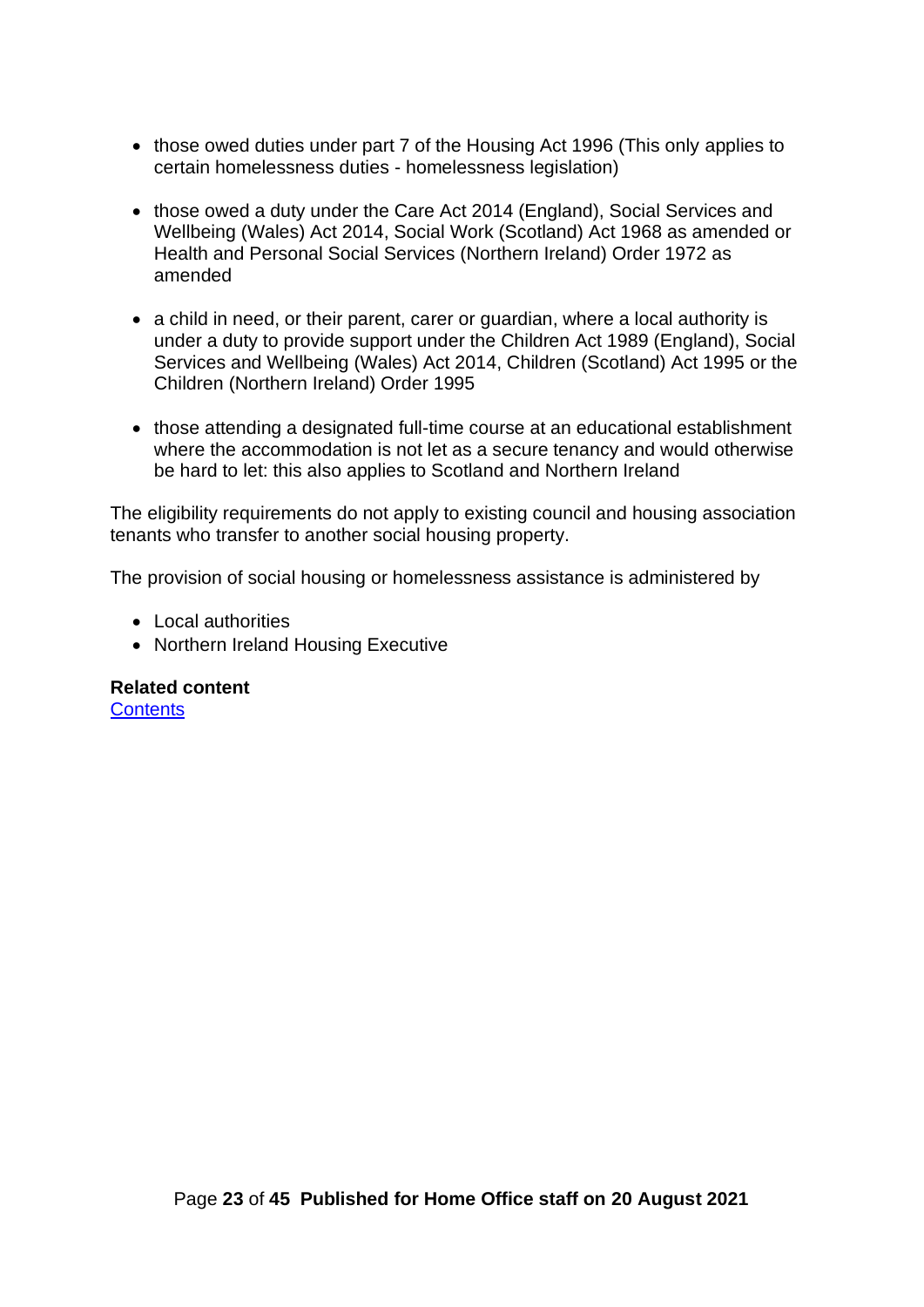- those owed duties under part 7 of the Housing Act 1996 (This only applies to certain homelessness duties - homelessness legislation)
- those owed a duty under the Care Act 2014 (England), Social Services and Wellbeing (Wales) Act 2014, Social Work (Scotland) Act 1968 as amended or Health and Personal Social Services (Northern Ireland) Order 1972 as amended
- a child in need, or their parent, carer or guardian, where a local authority is under a duty to provide support under the Children Act 1989 (England), Social Services and Wellbeing (Wales) Act 2014, Children (Scotland) Act 1995 or the Children (Northern Ireland) Order 1995
- those attending a designated full-time course at an educational establishment where the accommodation is not let as a secure tenancy and would otherwise be hard to let: this also applies to Scotland and Northern Ireland

The eligibility requirements do not apply to existing council and housing association tenants who transfer to another social housing property.

The provision of social housing or homelessness assistance is administered by

- Local authorities
- Northern Ireland Housing Executive

**Related content**
Contents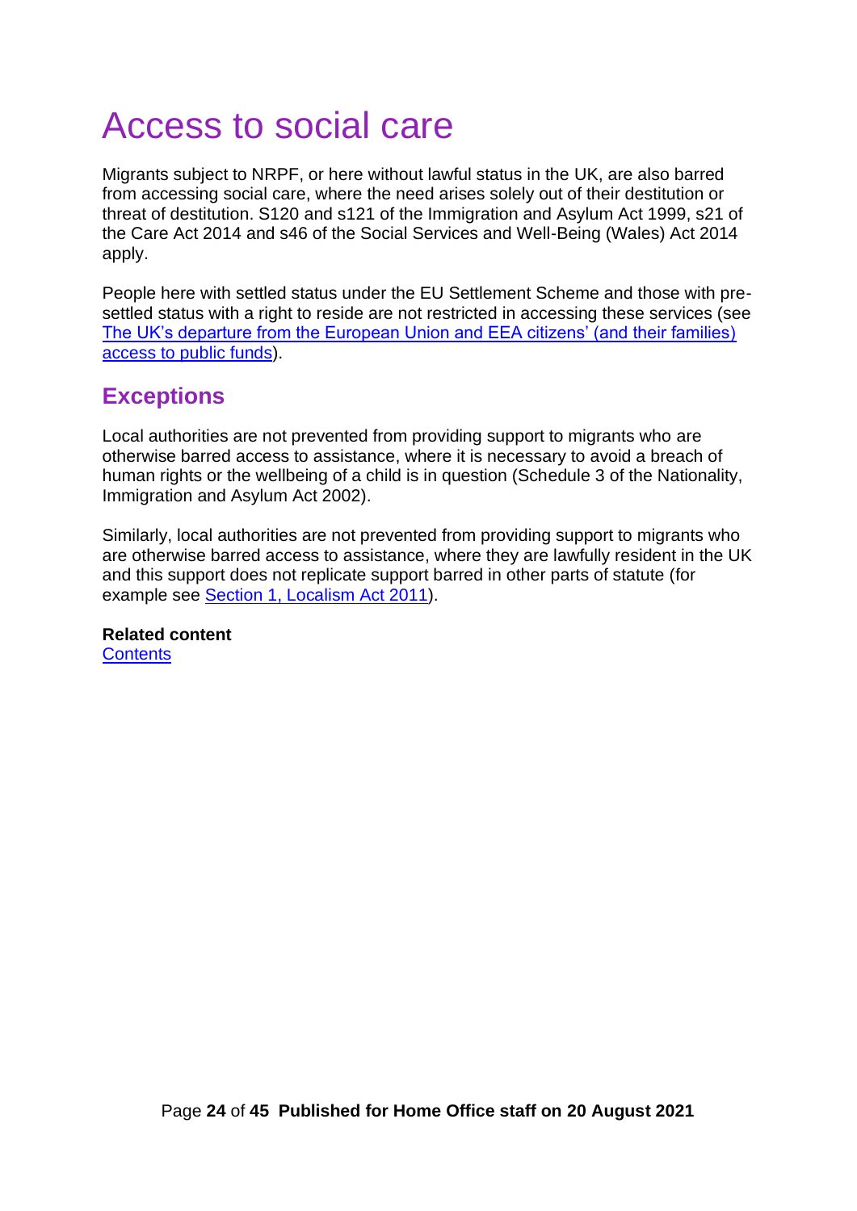# Access to social care

Migrants subject to NRPF, or here without lawful status in the UK, are also barred from accessing social care, where the need arises solely out of their destitution or threat of destitution. S120 and s121 of the Immigration and Asylum Act 1999, s21 of the Care Act 2014 and s46 of the Social Services and Well-Being (Wales) Act 2014 apply.

People here with settled status under the EU Settlement Scheme and those with pre-settled status with a right to reside are not restricted in accessing these services (see The UK's departure from the European Union and EEA citizens' (and their families) access to public funds).

## Exceptions

Local authorities are not prevented from providing support to migrants who are otherwise barred access to assistance, where it is necessary to avoid a breach of human rights or the wellbeing of a child is in question (Schedule 3 of the Nationality, Immigration and Asylum Act 2002).

Similarly, local authorities are not prevented from providing support to migrants who are otherwise barred access to assistance, where they are lawfully resident in the UK and this support does not replicate support barred in other parts of statute (for example see Section 1, Localism Act 2011).

**Related content**
Contents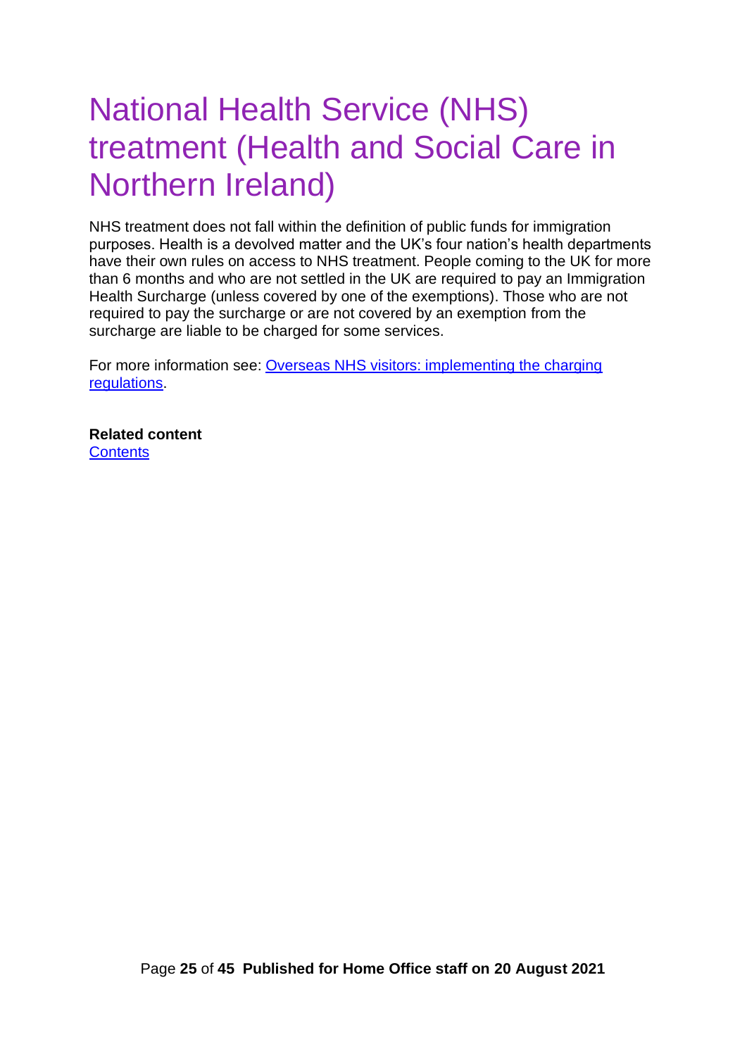# National Health Service (NHS) treatment (Health and Social Care in Northern Ireland)

NHS treatment does not fall within the definition of public funds for immigration purposes. Health is a devolved matter and the UK's four nation's health departments have their own rules on access to NHS treatment. People coming to the UK for more than 6 months and who are not settled in the UK are required to pay an Immigration Health Surcharge (unless covered by one of the exemptions). Those who are not required to pay the surcharge or are not covered by an exemption from the surcharge are liable to be charged for some services.

For more information see: [Overseas NHS visitors: implementing the charging regulations](#).

**Related content**
[Contents](#)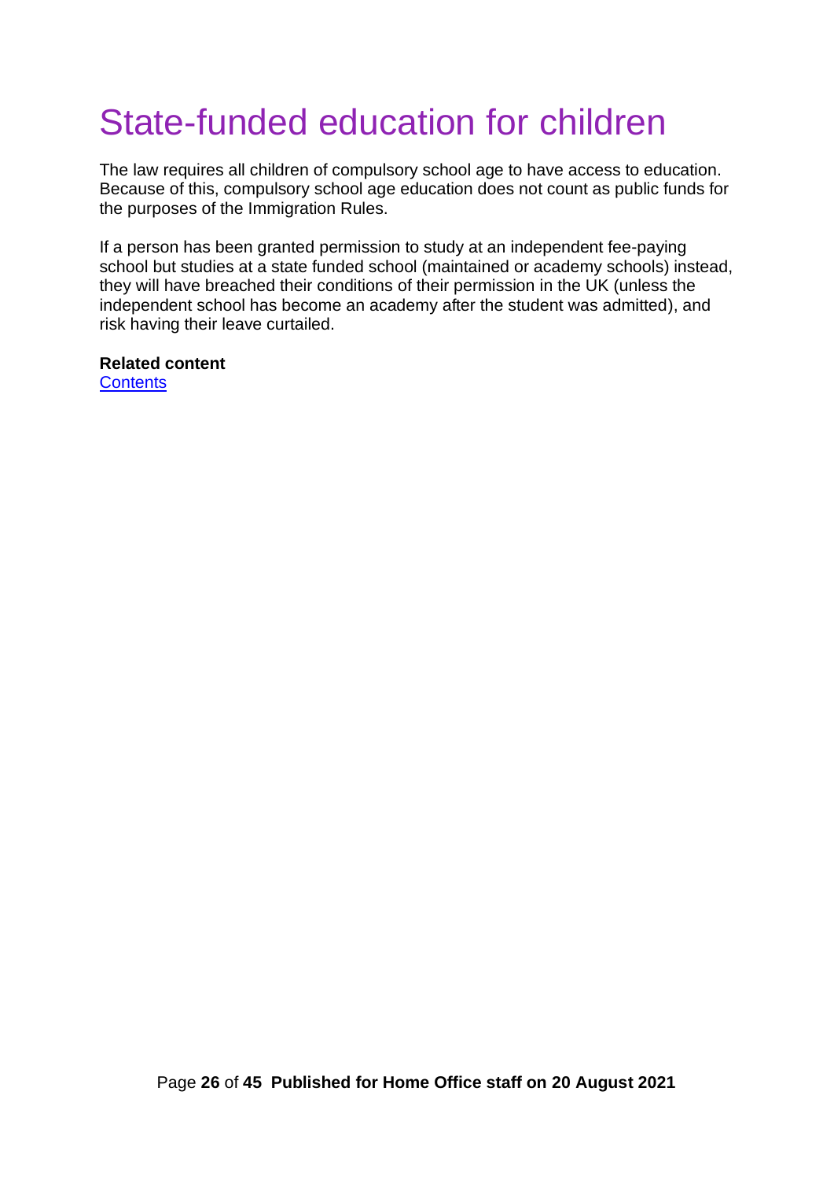# State-funded education for children

The law requires all children of compulsory school age to have access to education. Because of this, compulsory school age education does not count as public funds for the purposes of the Immigration Rules.

If a person has been granted permission to study at an independent fee-paying school but studies at a state funded school (maintained or academy schools) instead, they will have breached their conditions of their permission in the UK (unless the independent school has become an academy after the student was admitted), and risk having their leave curtailed.

**Related content**
Contents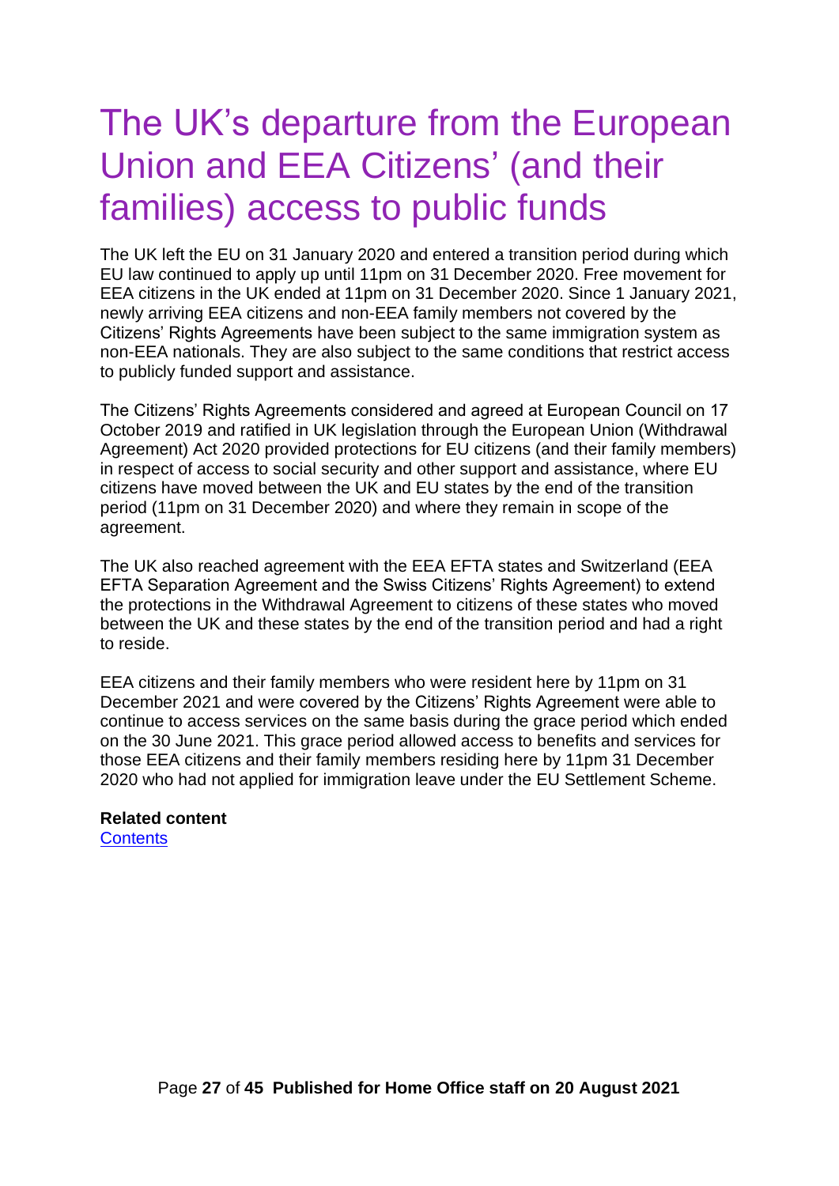# The UK's departure from the European Union and EEA Citizens' (and their families) access to public funds

The UK left the EU on 31 January 2020 and entered a transition period during which EU law continued to apply up until 11pm on 31 December 2020. Free movement for EEA citizens in the UK ended at 11pm on 31 December 2020. Since 1 January 2021, newly arriving EEA citizens and non-EEA family members not covered by the Citizens' Rights Agreements have been subject to the same immigration system as non-EEA nationals. They are also subject to the same conditions that restrict access to publicly funded support and assistance.

The Citizens' Rights Agreements considered and agreed at European Council on 17 October 2019 and ratified in UK legislation through the European Union (Withdrawal Agreement) Act 2020 provided protections for EU citizens (and their family members) in respect of access to social security and other support and assistance, where EU citizens have moved between the UK and EU states by the end of the transition period (11pm on 31 December 2020) and where they remain in scope of the agreement.

The UK also reached agreement with the EEA EFTA states and Switzerland (EEA EFTA Separation Agreement and the Swiss Citizens' Rights Agreement) to extend the protections in the Withdrawal Agreement to citizens of these states who moved between the UK and these states by the end of the transition period and had a right to reside.

EEA citizens and their family members who were resident here by 11pm on 31 December 2021 and were covered by the Citizens' Rights Agreement were able to continue to access services on the same basis during the grace period which ended on the 30 June 2021. This grace period allowed access to benefits and services for those EEA citizens and their family members residing here by 11pm 31 December 2020 who had not applied for immigration leave under the EU Settlement Scheme.

**Related content**
[Contents]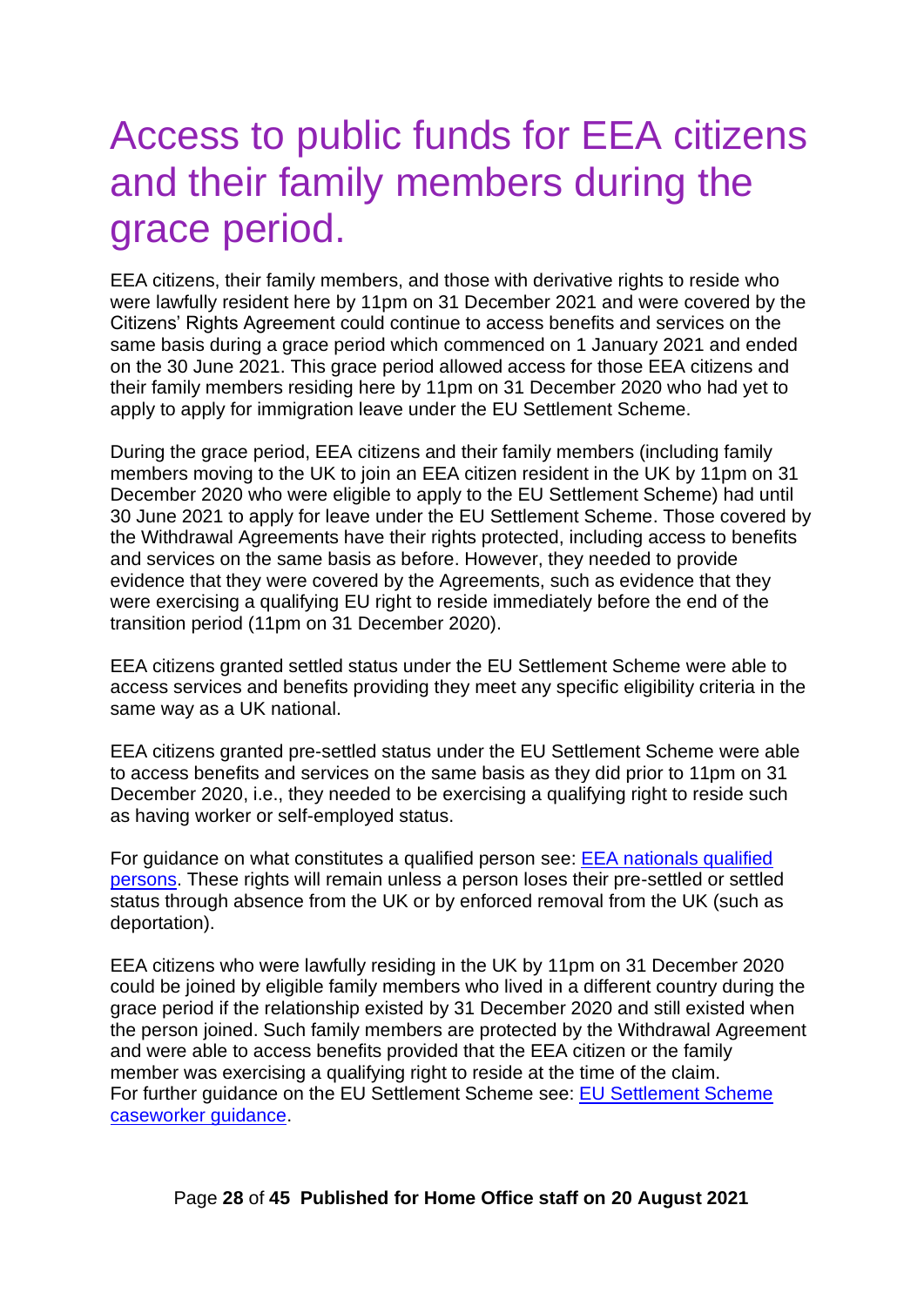# Access to public funds for EEA citizens and their family members during the grace period.

EEA citizens, their family members, and those with derivative rights to reside who were lawfully resident here by 11pm on 31 December 2021 and were covered by the Citizens' Rights Agreement could continue to access benefits and services on the same basis during a grace period which commenced on 1 January 2021 and ended on the 30 June 2021. This grace period allowed access for those EEA citizens and their family members residing here by 11pm on 31 December 2020 who had yet to apply to apply for immigration leave under the EU Settlement Scheme.

During the grace period, EEA citizens and their family members (including family members moving to the UK to join an EEA citizen resident in the UK by 11pm on 31 December 2020 who were eligible to apply to the EU Settlement Scheme) had until 30 June 2021 to apply for leave under the EU Settlement Scheme. Those covered by the Withdrawal Agreements have their rights protected, including access to benefits and services on the same basis as before. However, they needed to provide evidence that they were covered by the Agreements, such as evidence that they were exercising a qualifying EU right to reside immediately before the end of the transition period (11pm on 31 December 2020).

EEA citizens granted settled status under the EU Settlement Scheme were able to access services and benefits providing they meet any specific eligibility criteria in the same way as a UK national.

EEA citizens granted pre-settled status under the EU Settlement Scheme were able to access benefits and services on the same basis as they did prior to 11pm on 31 December 2020, i.e., they needed to be exercising a qualifying right to reside such as having worker or self-employed status.

For guidance on what constitutes a qualified person see: [EEA nationals qualified persons](). These rights will remain unless a person loses their pre-settled or settled status through absence from the UK or by enforced removal from the UK (such as deportation).

EEA citizens who were lawfully residing in the UK by 11pm on 31 December 2020 could be joined by eligible family members who lived in a different country during the grace period if the relationship existed by 31 December 2020 and still existed when the person joined. Such family members are protected by the Withdrawal Agreement and were able to access benefits provided that the EEA citizen or the family member was exercising a qualifying right to reside at the time of the claim.
For further guidance on the EU Settlement Scheme see: [EU Settlement Scheme caseworker guidance]().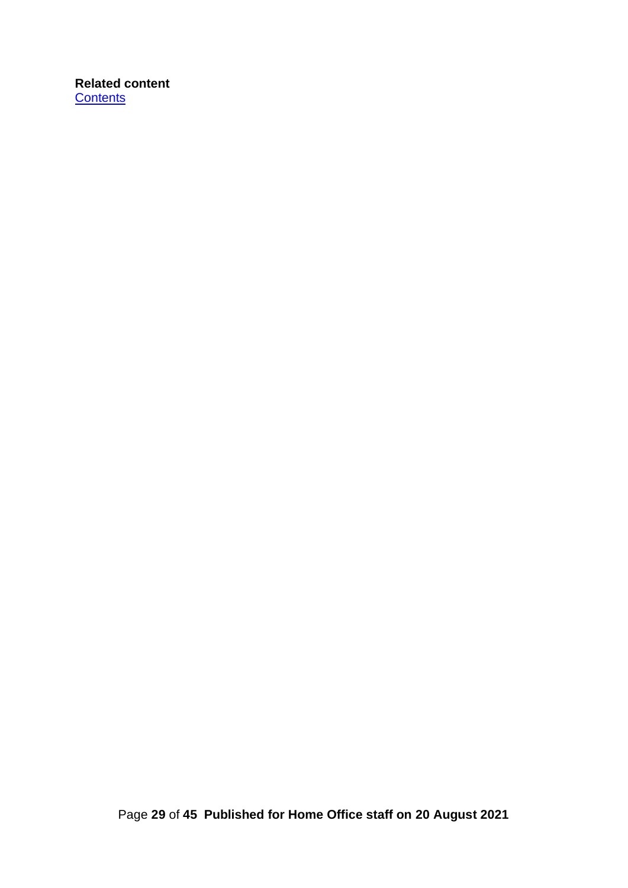**Related content**
[Contents]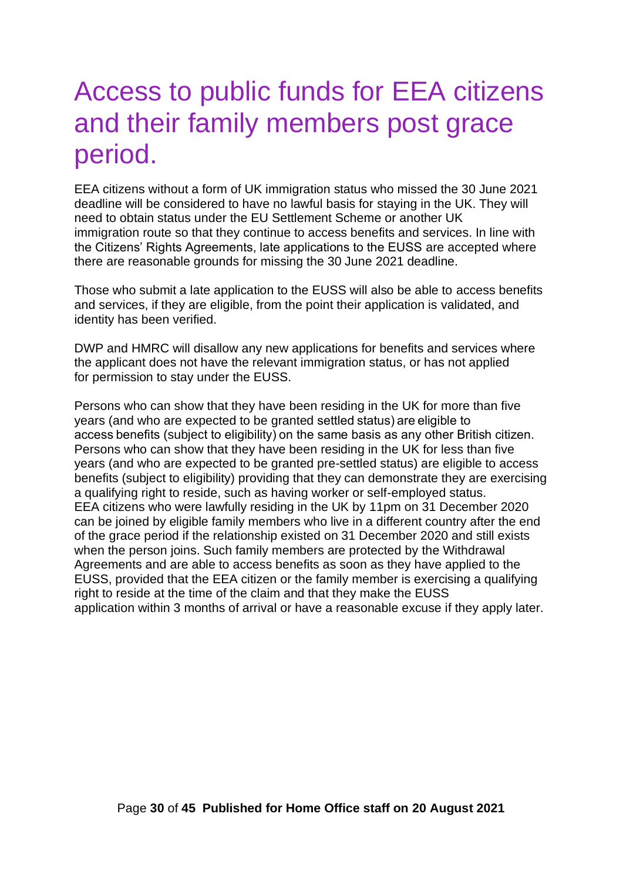# Access to public funds for EEA citizens and their family members post grace period.

EEA citizens without a form of UK immigration status who missed the 30 June 2021 deadline will be considered to have no lawful basis for staying in the UK. They will need to obtain status under the EU Settlement Scheme or another UK immigration route so that they continue to access benefits and services. In line with the Citizens' Rights Agreements, late applications to the EUSS are accepted where there are reasonable grounds for missing the 30 June 2021 deadline.

Those who submit a late application to the EUSS will also be able to access benefits and services, if they are eligible, from the point their application is validated, and identity has been verified.

DWP and HMRC will disallow any new applications for benefits and services where the applicant does not have the relevant immigration status, or has not applied for permission to stay under the EUSS.

Persons who can show that they have been residing in the UK for more than five years (and who are expected to be granted settled status) are eligible to access benefits (subject to eligibility) on the same basis as any other British citizen. Persons who can show that they have been residing in the UK for less than five years (and who are expected to be granted pre-settled status) are eligible to access benefits (subject to eligibility) providing that they can demonstrate they are exercising a qualifying right to reside, such as having worker or self-employed status. EEA citizens who were lawfully residing in the UK by 11pm on 31 December 2020 can be joined by eligible family members who live in a different country after the end of the grace period if the relationship existed on 31 December 2020 and still exists when the person joins. Such family members are protected by the Withdrawal Agreements and are able to access benefits as soon as they have applied to the EUSS, provided that the EEA citizen or the family member is exercising a qualifying right to reside at the time of the claim and that they make the EUSS application within 3 months of arrival or have a reasonable excuse if they apply later.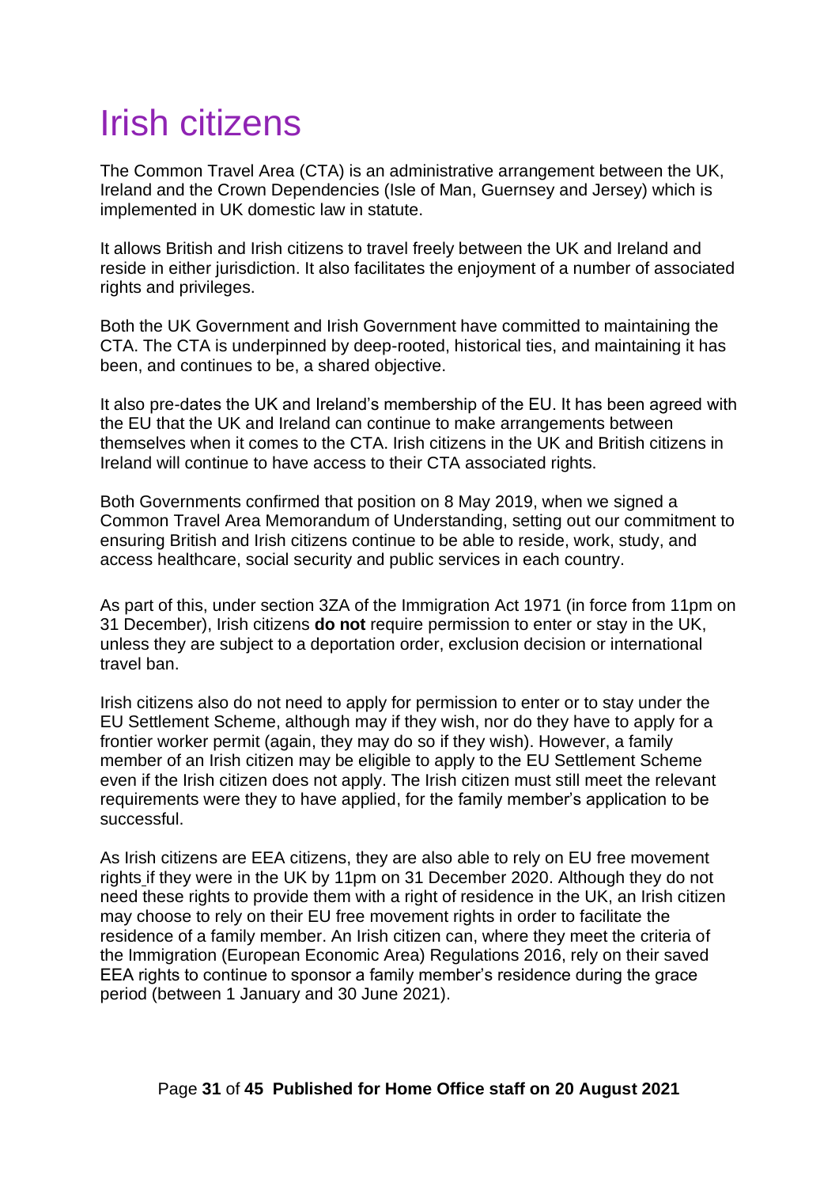# Irish citizens

The Common Travel Area (CTA) is an administrative arrangement between the UK, Ireland and the Crown Dependencies (Isle of Man, Guernsey and Jersey) which is implemented in UK domestic law in statute.

It allows British and Irish citizens to travel freely between the UK and Ireland and reside in either jurisdiction. It also facilitates the enjoyment of a number of associated rights and privileges.

Both the UK Government and Irish Government have committed to maintaining the CTA. The CTA is underpinned by deep-rooted, historical ties, and maintaining it has been, and continues to be, a shared objective.

It also pre-dates the UK and Ireland's membership of the EU. It has been agreed with the EU that the UK and Ireland can continue to make arrangements between themselves when it comes to the CTA. Irish citizens in the UK and British citizens in Ireland will continue to have access to their CTA associated rights.

Both Governments confirmed that position on 8 May 2019, when we signed a Common Travel Area Memorandum of Understanding, setting out our commitment to ensuring British and Irish citizens continue to be able to reside, work, study, and access healthcare, social security and public services in each country.

As part of this, under section 3ZA of the Immigration Act 1971 (in force from 11pm on 31 December), Irish citizens **do not** require permission to enter or stay in the UK, unless they are subject to a deportation order, exclusion decision or international travel ban.

Irish citizens also do not need to apply for permission to enter or to stay under the EU Settlement Scheme, although may if they wish, nor do they have to apply for a frontier worker permit (again, they may do so if they wish). However, a family member of an Irish citizen may be eligible to apply to the EU Settlement Scheme even if the Irish citizen does not apply. The Irish citizen must still meet the relevant requirements were they to have applied, for the family member's application to be successful.

As Irish citizens are EEA citizens, they are also able to rely on EU free movement rights if they were in the UK by 11pm on 31 December 2020. Although they do not need these rights to provide them with a right of residence in the UK, an Irish citizen may choose to rely on their EU free movement rights in order to facilitate the residence of a family member. An Irish citizen can, where they meet the criteria of the Immigration (European Economic Area) Regulations 2016, rely on their saved EEA rights to continue to sponsor a family member's residence during the grace period (between 1 January and 30 June 2021).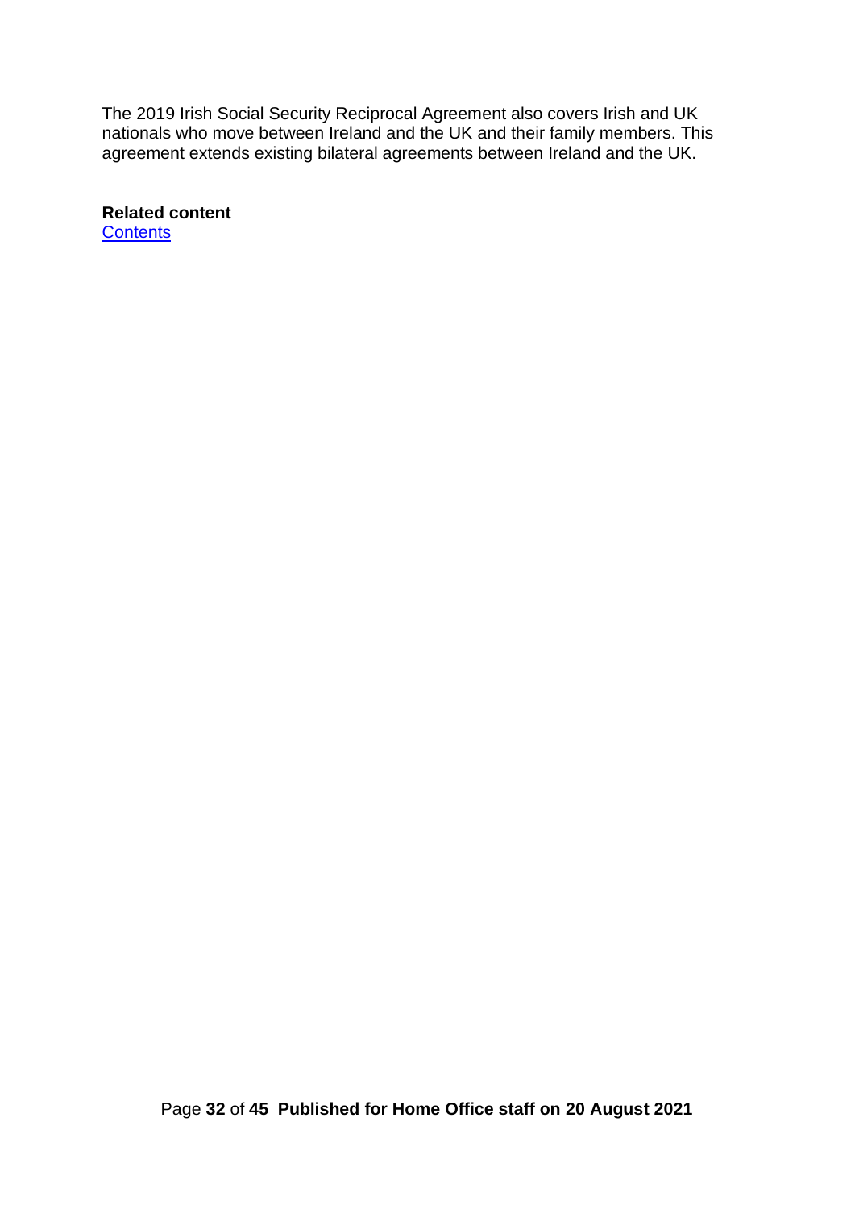The 2019 Irish Social Security Reciprocal Agreement also covers Irish and UK nationals who move between Ireland and the UK and their family members. This agreement extends existing bilateral agreements between Ireland and the UK.

**Related content**
Contents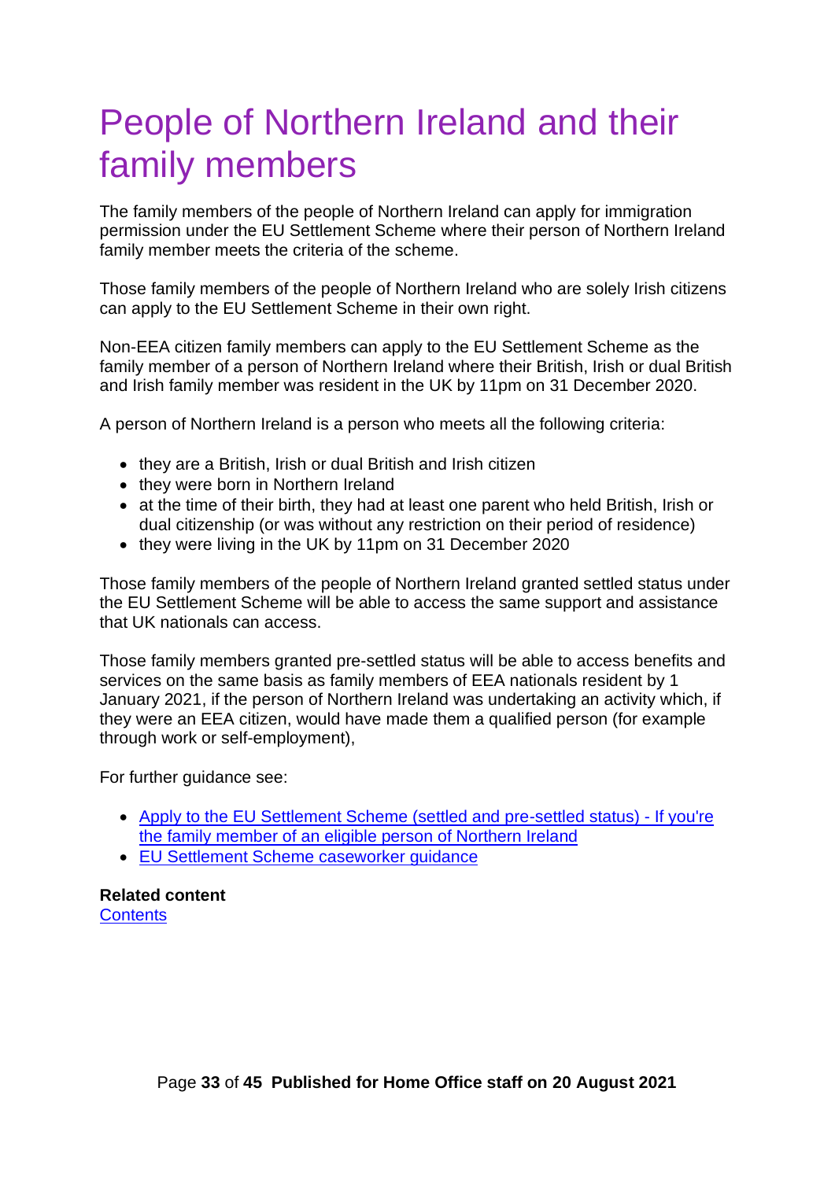# People of Northern Ireland and their family members

The family members of the people of Northern Ireland can apply for immigration permission under the EU Settlement Scheme where their person of Northern Ireland family member meets the criteria of the scheme.

Those family members of the people of Northern Ireland who are solely Irish citizens can apply to the EU Settlement Scheme in their own right.

Non-EEA citizen family members can apply to the EU Settlement Scheme as the family member of a person of Northern Ireland where their British, Irish or dual British and Irish family member was resident in the UK by 11pm on 31 December 2020.

A person of Northern Ireland is a person who meets all the following criteria:

- they are a British, Irish or dual British and Irish citizen
- they were born in Northern Ireland
- at the time of their birth, they had at least one parent who held British, Irish or dual citizenship (or was without any restriction on their period of residence)
- they were living in the UK by 11pm on 31 December 2020

Those family members of the people of Northern Ireland granted settled status under the EU Settlement Scheme will be able to access the same support and assistance that UK nationals can access.

Those family members granted pre-settled status will be able to access benefits and services on the same basis as family members of EEA nationals resident by 1 January 2021, if the person of Northern Ireland was undertaking an activity which, if they were an EEA citizen, would have made them a qualified person (for example through work or self-employment),

For further guidance see:

- [Apply to the EU Settlement Scheme (settled and pre-settled status) - If you're the family member of an eligible person of Northern Ireland]()
- [EU Settlement Scheme caseworker guidance]()

**Related content**
[Contents]()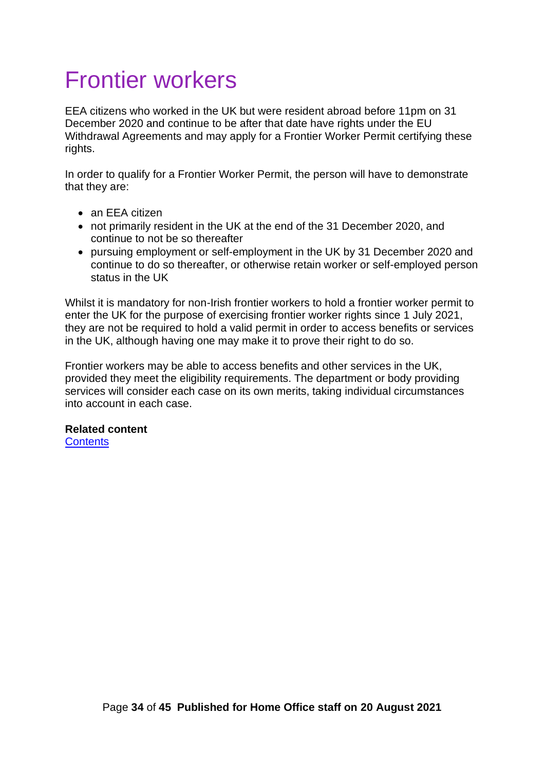# Frontier workers

EEA citizens who worked in the UK but were resident abroad before 11pm on 31 December 2020 and continue to be after that date have rights under the EU Withdrawal Agreements and may apply for a Frontier Worker Permit certifying these rights.

In order to qualify for a Frontier Worker Permit, the person will have to demonstrate that they are:

- an EEA citizen
- not primarily resident in the UK at the end of the 31 December 2020, and continue to not be so thereafter
- pursuing employment or self-employment in the UK by 31 December 2020 and continue to do so thereafter, or otherwise retain worker or self-employed person status in the UK

Whilst it is mandatory for non-Irish frontier workers to hold a frontier worker permit to enter the UK for the purpose of exercising frontier worker rights since 1 July 2021, they are not be required to hold a valid permit in order to access benefits or services in the UK, although having one may make it to prove their right to do so.

Frontier workers may be able to access benefits and other services in the UK, provided they meet the eligibility requirements. The department or body providing services will consider each case on its own merits, taking individual circumstances into account in each case.

**Related content**
Contents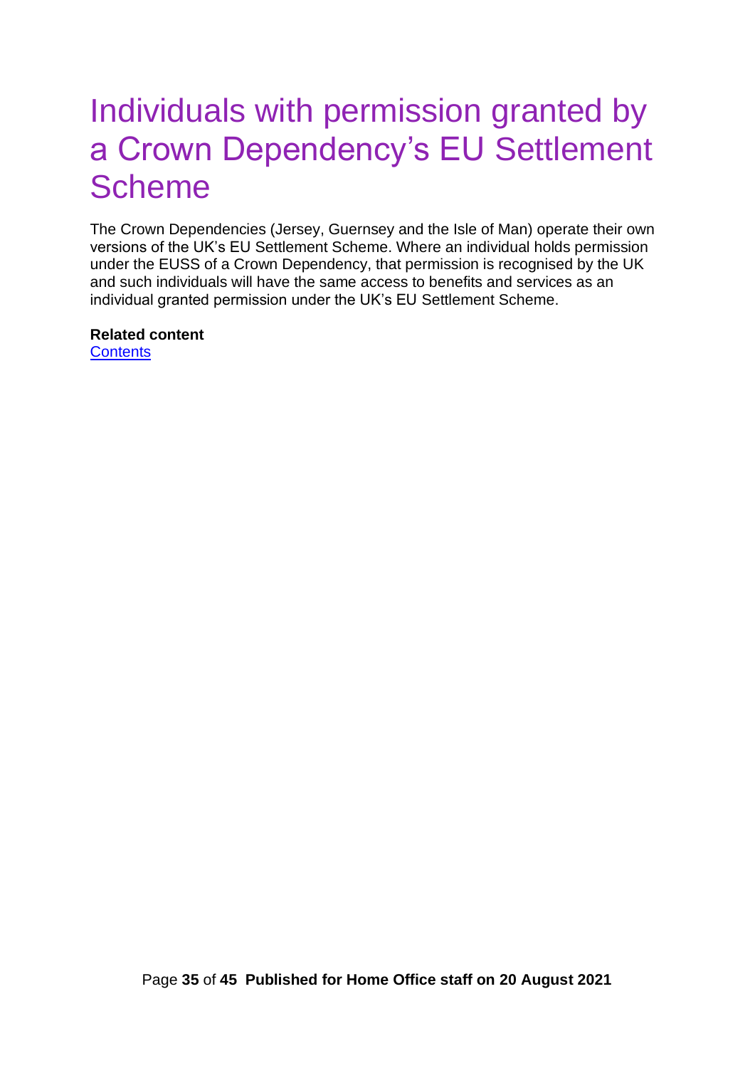# Individuals with permission granted by a Crown Dependency's EU Settlement Scheme

The Crown Dependencies (Jersey, Guernsey and the Isle of Man) operate their own versions of the UK's EU Settlement Scheme. Where an individual holds permission under the EUSS of a Crown Dependency, that permission is recognised by the UK and such individuals will have the same access to benefits and services as an individual granted permission under the UK's EU Settlement Scheme.

**Related content**
Contents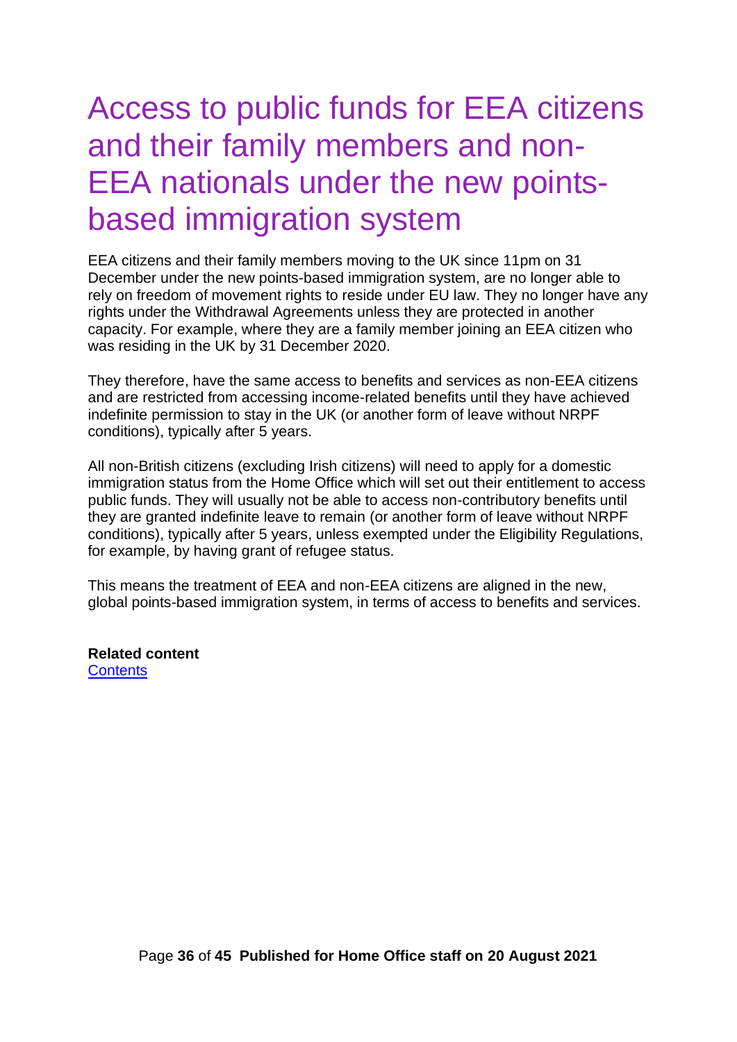# Access to public funds for EEA citizens and their family members and non-EEA nationals under the new points-based immigration system

EEA citizens and their family members moving to the UK since 11pm on 31 December under the new points-based immigration system, are no longer able to rely on freedom of movement rights to reside under EU law. They no longer have any rights under the Withdrawal Agreements unless they are protected in another capacity. For example, where they are a family member joining an EEA citizen who was residing in the UK by 31 December 2020.

They therefore, have the same access to benefits and services as non-EEA citizens and are restricted from accessing income-related benefits until they have achieved indefinite permission to stay in the UK (or another form of leave without NRPF conditions), typically after 5 years.

All non-British citizens (excluding Irish citizens) will need to apply for a domestic immigration status from the Home Office which will set out their entitlement to access public funds. They will usually not be able to access non-contributory benefits until they are granted indefinite leave to remain (or another form of leave without NRPF conditions), typically after 5 years, unless exempted under the Eligibility Regulations, for example, by having grant of refugee status.

This means the treatment of EEA and non-EEA citizens are aligned in the new, global points-based immigration system, in terms of access to benefits and services.

**Related content**
Contents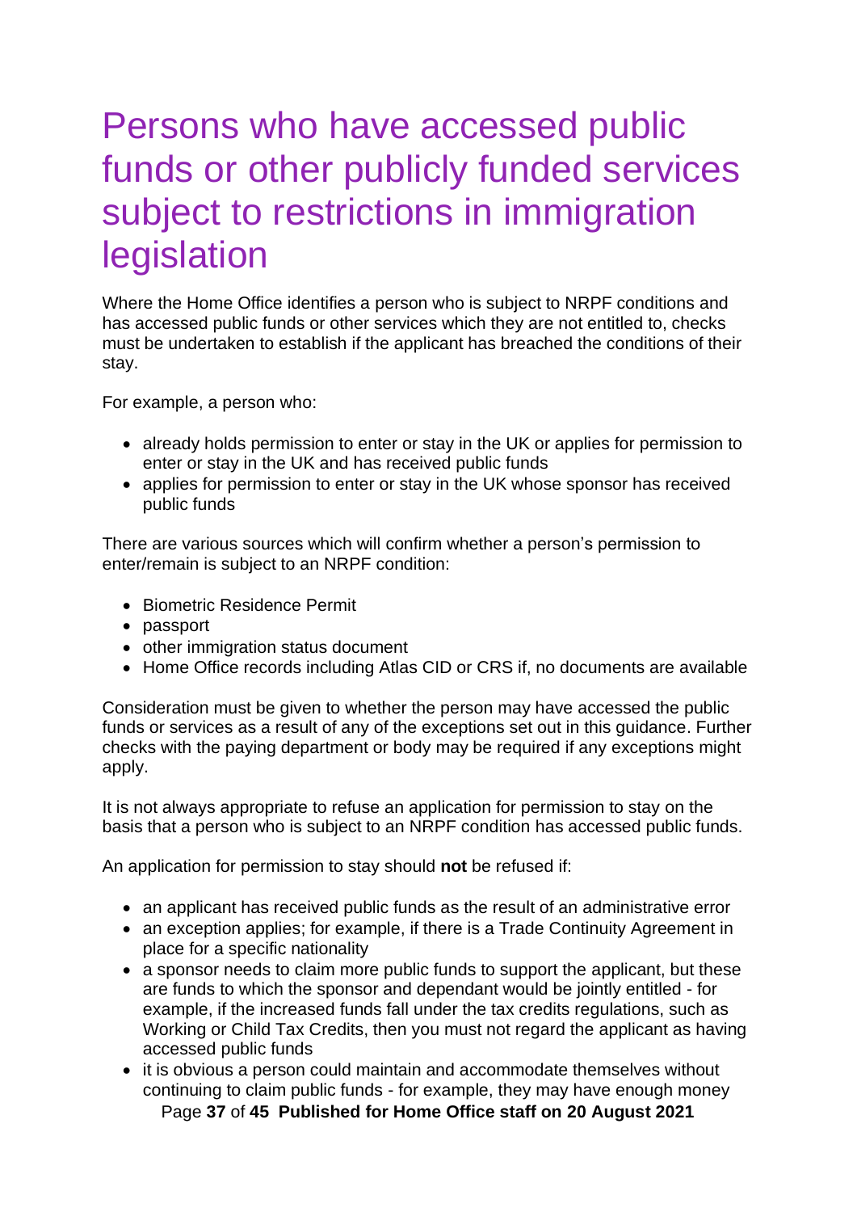# Persons who have accessed public funds or other publicly funded services subject to restrictions in immigration legislation

Where the Home Office identifies a person who is subject to NRPF conditions and has accessed public funds or other services which they are not entitled to, checks must be undertaken to establish if the applicant has breached the conditions of their stay.

For example, a person who:

- already holds permission to enter or stay in the UK or applies for permission to enter or stay in the UK and has received public funds
- applies for permission to enter or stay in the UK whose sponsor has received public funds

There are various sources which will confirm whether a person's permission to enter/remain is subject to an NRPF condition:

- Biometric Residence Permit
- passport
- other immigration status document
- Home Office records including Atlas CID or CRS if, no documents are available

Consideration must be given to whether the person may have accessed the public funds or services as a result of any of the exceptions set out in this guidance. Further checks with the paying department or body may be required if any exceptions might apply.

It is not always appropriate to refuse an application for permission to stay on the basis that a person who is subject to an NRPF condition has accessed public funds.

An application for permission to stay should **not** be refused if:

- an applicant has received public funds as the result of an administrative error
- an exception applies; for example, if there is a Trade Continuity Agreement in place for a specific nationality
- a sponsor needs to claim more public funds to support the applicant, but these are funds to which the sponsor and dependant would be jointly entitled - for example, if the increased funds fall under the tax credits regulations, such as Working or Child Tax Credits, then you must not regard the applicant as having accessed public funds
- it is obvious a person could maintain and accommodate themselves without continuing to claim public funds - for example, they may have enough money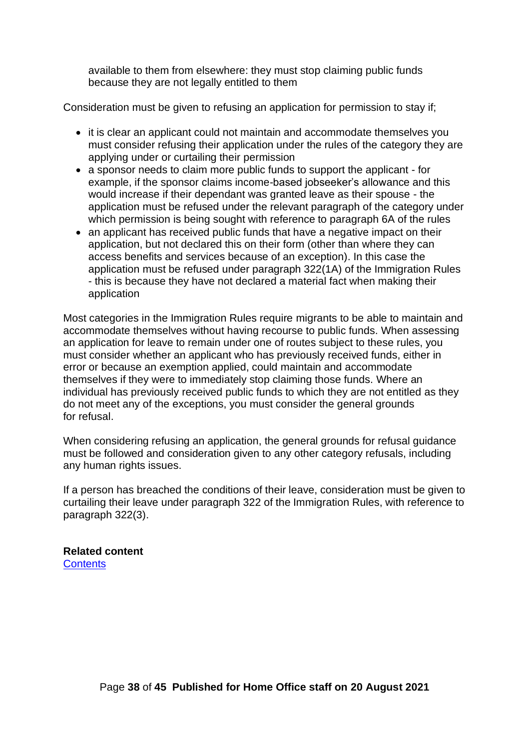available to them from elsewhere: they must stop claiming public funds because they are not legally entitled to them

Consideration must be given to refusing an application for permission to stay if;

- it is clear an applicant could not maintain and accommodate themselves you must consider refusing their application under the rules of the category they are applying under or curtailing their permission
- a sponsor needs to claim more public funds to support the applicant - for example, if the sponsor claims income-based jobseeker's allowance and this would increase if their dependant was granted leave as their spouse - the application must be refused under the relevant paragraph of the category under which permission is being sought with reference to paragraph 6A of the rules
- an applicant has received public funds that have a negative impact on their application, but not declared this on their form (other than where they can access benefits and services because of an exception). In this case the application must be refused under paragraph 322(1A) of the Immigration Rules - this is because they have not declared a material fact when making their application

Most categories in the Immigration Rules require migrants to be able to maintain and accommodate themselves without having recourse to public funds. When assessing an application for leave to remain under one of routes subject to these rules, you must consider whether an applicant who has previously received funds, either in error or because an exemption applied, could maintain and accommodate themselves if they were to immediately stop claiming those funds. Where an individual has previously received public funds to which they are not entitled as they do not meet any of the exceptions, you must consider the general grounds for refusal.

When considering refusing an application, the general grounds for refusal guidance must be followed and consideration given to any other category refusals, including any human rights issues.

If a person has breached the conditions of their leave, consideration must be given to curtailing their leave under paragraph 322 of the Immigration Rules, with reference to paragraph 322(3).

**Related content**
Contents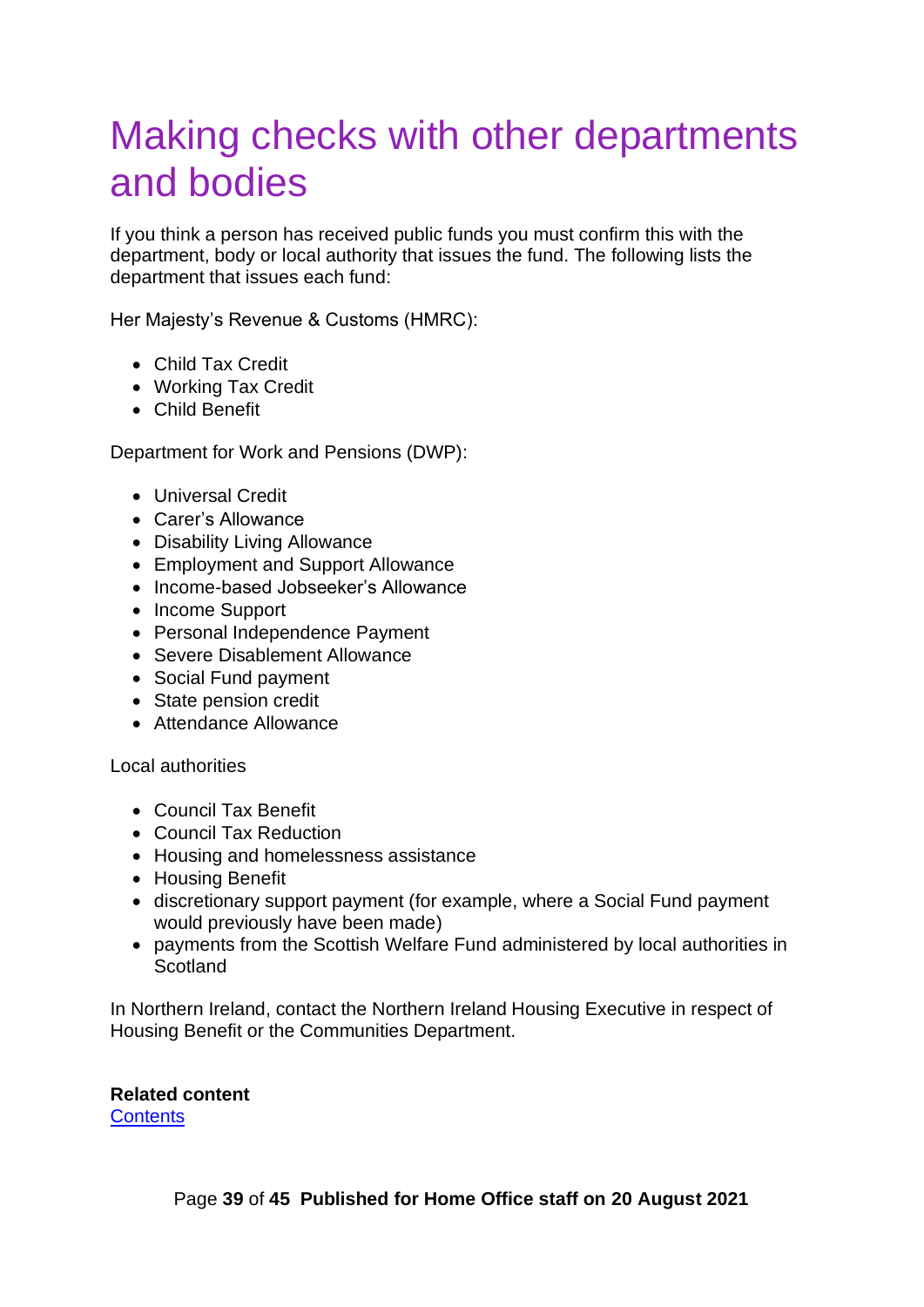# Making checks with other departments and bodies

If you think a person has received public funds you must confirm this with the department, body or local authority that issues the fund. The following lists the department that issues each fund:

Her Majesty's Revenue & Customs (HMRC):

- Child Tax Credit
- Working Tax Credit
- Child Benefit

Department for Work and Pensions (DWP):

- Universal Credit
- Carer's Allowance
- Disability Living Allowance
- Employment and Support Allowance
- Income-based Jobseeker's Allowance
- Income Support
- Personal Independence Payment
- Severe Disablement Allowance
- Social Fund payment
- State pension credit
- Attendance Allowance

Local authorities

- Council Tax Benefit
- Council Tax Reduction
- Housing and homelessness assistance
- Housing Benefit
- discretionary support payment (for example, where a Social Fund payment would previously have been made)
- payments from the Scottish Welfare Fund administered by local authorities in Scotland

In Northern Ireland, contact the Northern Ireland Housing Executive in respect of Housing Benefit or the Communities Department.

**Related content**
Contents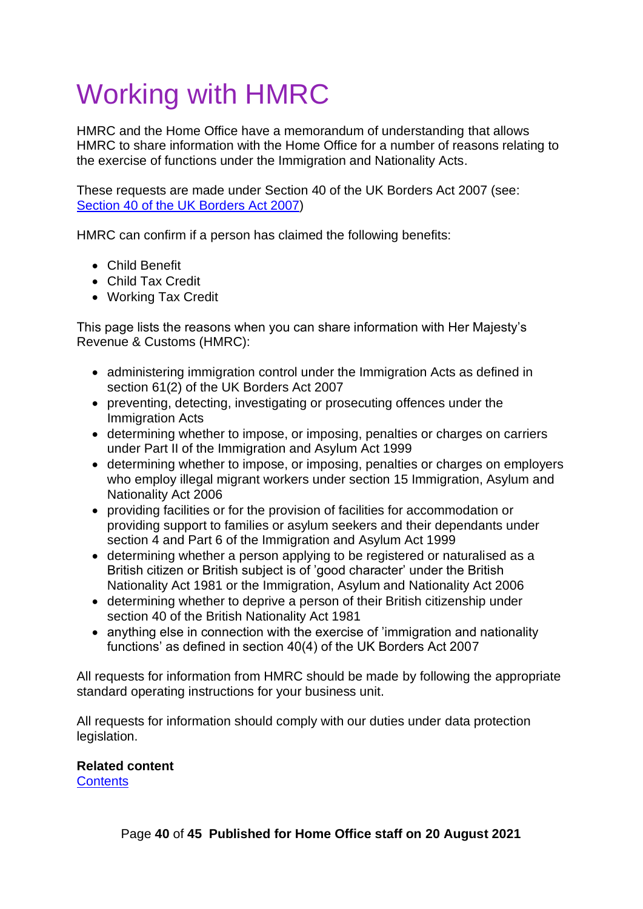# Working with HMRC

HMRC and the Home Office have a memorandum of understanding that allows HMRC to share information with the Home Office for a number of reasons relating to the exercise of functions under the Immigration and Nationality Acts.

These requests are made under Section 40 of the UK Borders Act 2007 (see: [Section 40 of the UK Borders Act 2007](#))

HMRC can confirm if a person has claimed the following benefits:

- Child Benefit
- Child Tax Credit
- Working Tax Credit

This page lists the reasons when you can share information with Her Majesty's Revenue & Customs (HMRC):

- administering immigration control under the Immigration Acts as defined in section 61(2) of the UK Borders Act 2007
- preventing, detecting, investigating or prosecuting offences under the Immigration Acts
- determining whether to impose, or imposing, penalties or charges on carriers under Part II of the Immigration and Asylum Act 1999
- determining whether to impose, or imposing, penalties or charges on employers who employ illegal migrant workers under section 15 Immigration, Asylum and Nationality Act 2006
- providing facilities or for the provision of facilities for accommodation or providing support to families or asylum seekers and their dependants under section 4 and Part 6 of the Immigration and Asylum Act 1999
- determining whether a person applying to be registered or naturalised as a British citizen or British subject is of 'good character' under the British Nationality Act 1981 or the Immigration, Asylum and Nationality Act 2006
- determining whether to deprive a person of their British citizenship under section 40 of the British Nationality Act 1981
- anything else in connection with the exercise of 'immigration and nationality functions' as defined in section 40(4) of the UK Borders Act 2007

All requests for information from HMRC should be made by following the appropriate standard operating instructions for your business unit.

All requests for information should comply with our duties under data protection legislation.

**Related content**
[Contents](#)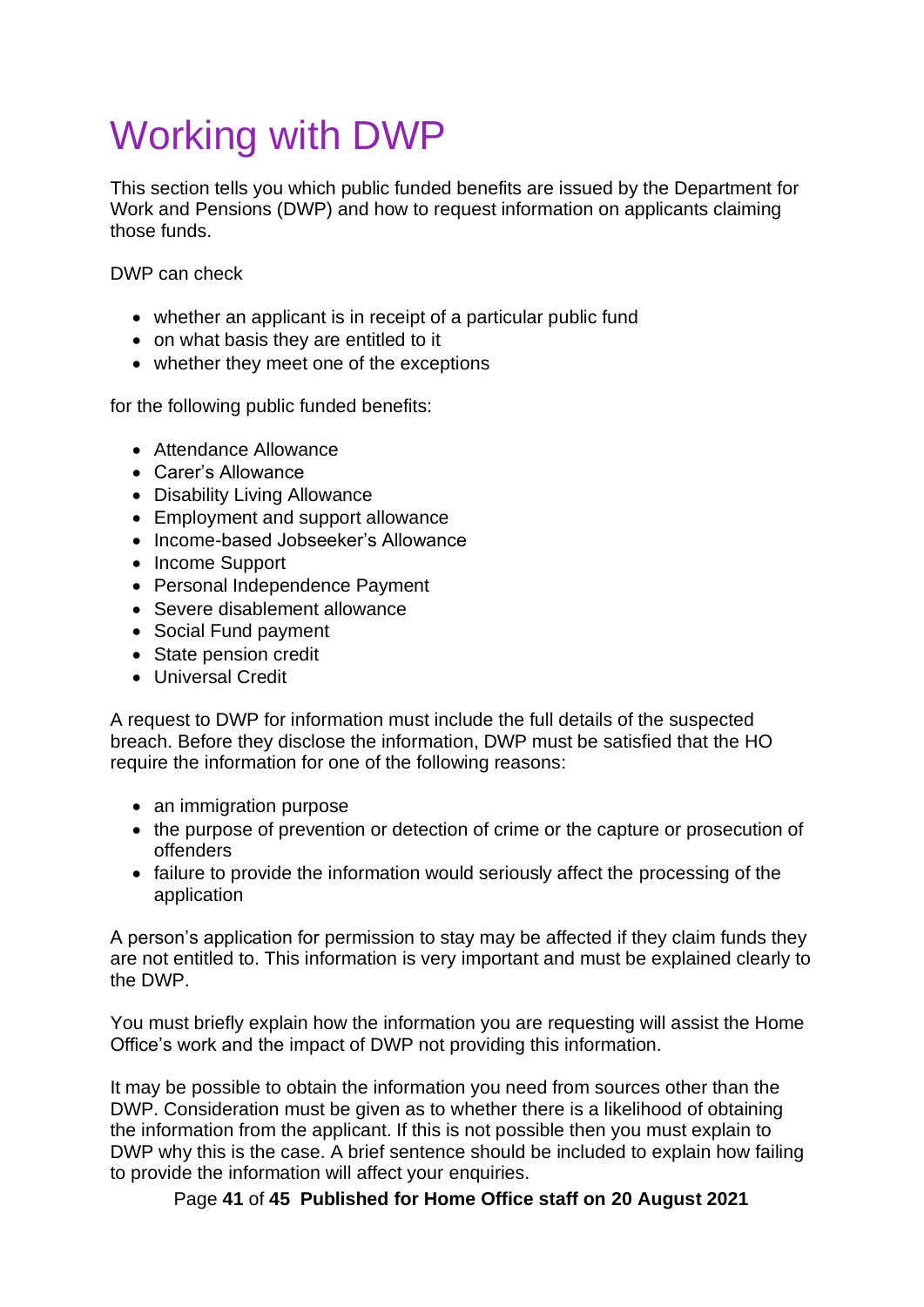# Working with DWP

This section tells you which public funded benefits are issued by the Department for Work and Pensions (DWP) and how to request information on applicants claiming those funds.

DWP can check

- whether an applicant is in receipt of a particular public fund
- on what basis they are entitled to it
- whether they meet one of the exceptions

for the following public funded benefits:

- Attendance Allowance
- Carer's Allowance
- Disability Living Allowance
- Employment and support allowance
- Income-based Jobseeker's Allowance
- Income Support
- Personal Independence Payment
- Severe disablement allowance
- Social Fund payment
- State pension credit
- Universal Credit

A request to DWP for information must include the full details of the suspected breach. Before they disclose the information, DWP must be satisfied that the HO require the information for one of the following reasons:

- an immigration purpose
- the purpose of prevention or detection of crime or the capture or prosecution of offenders
- failure to provide the information would seriously affect the processing of the application

A person's application for permission to stay may be affected if they claim funds they are not entitled to. This information is very important and must be explained clearly to the DWP.

You must briefly explain how the information you are requesting will assist the Home Office's work and the impact of DWP not providing this information.

It may be possible to obtain the information you need from sources other than the DWP. Consideration must be given as to whether there is a likelihood of obtaining the information from the applicant. If this is not possible then you must explain to DWP why this is the case. A brief sentence should be included to explain how failing to provide the information will affect your enquiries.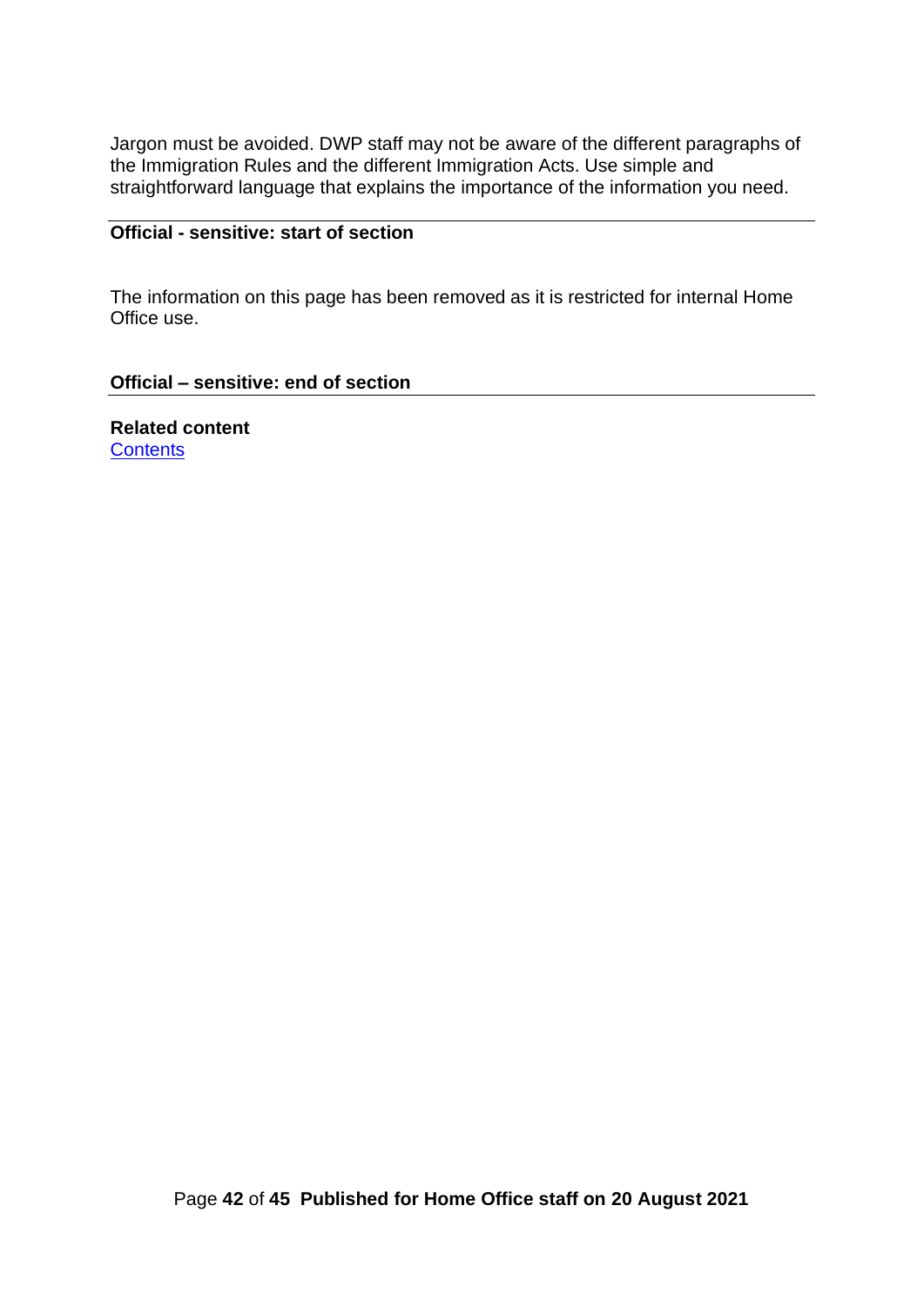Jargon must be avoided. DWP staff may not be aware of the different paragraphs of the Immigration Rules and the different Immigration Acts. Use simple and straightforward language that explains the importance of the information you need.

---

**Official - sensitive: start of section**

The information on this page has been removed as it is restricted for internal Home Office use.

**Official – sensitive: end of section**

---

**Related content**
Contents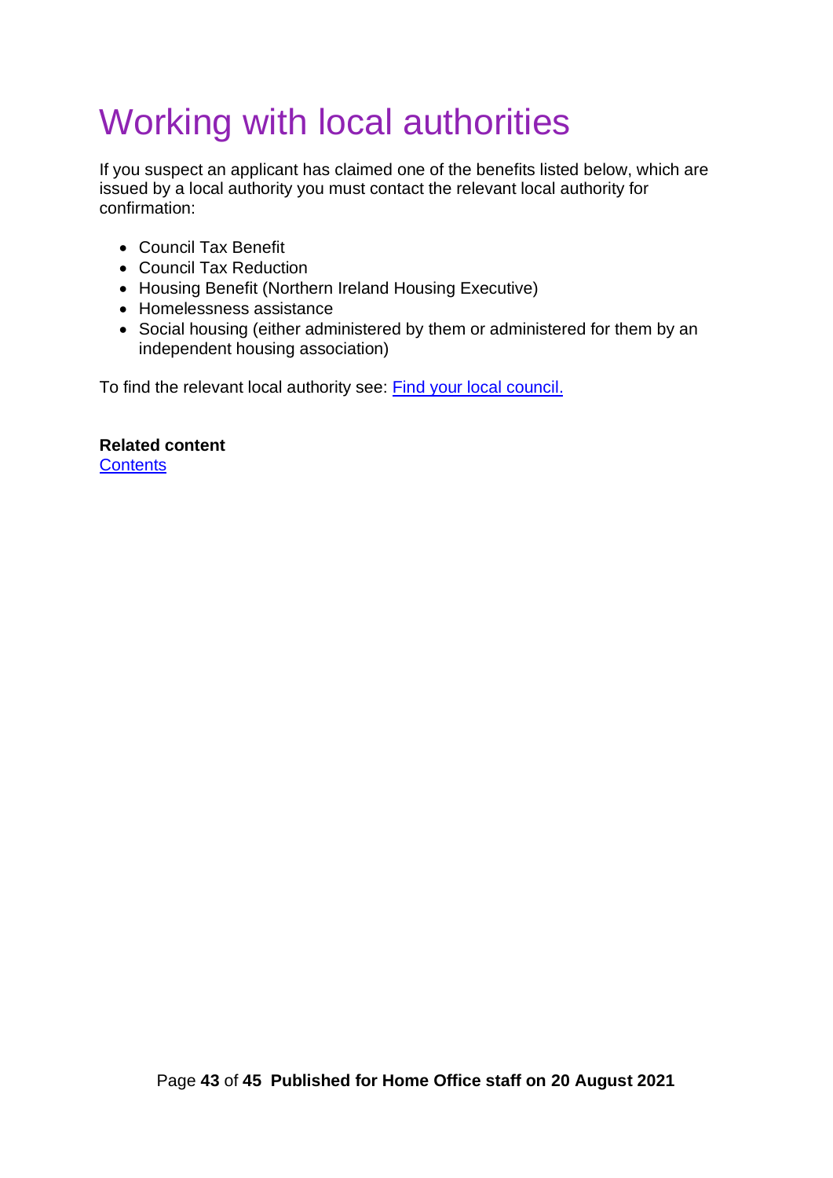# Working with local authorities

If you suspect an applicant has claimed one of the benefits listed below, which are issued by a local authority you must contact the relevant local authority for confirmation:

- Council Tax Benefit
- Council Tax Reduction
- Housing Benefit (Northern Ireland Housing Executive)
- Homelessness assistance
- Social housing (either administered by them or administered for them by an independent housing association)

To find the relevant local authority see: Find your local council.

**Related content**
Contents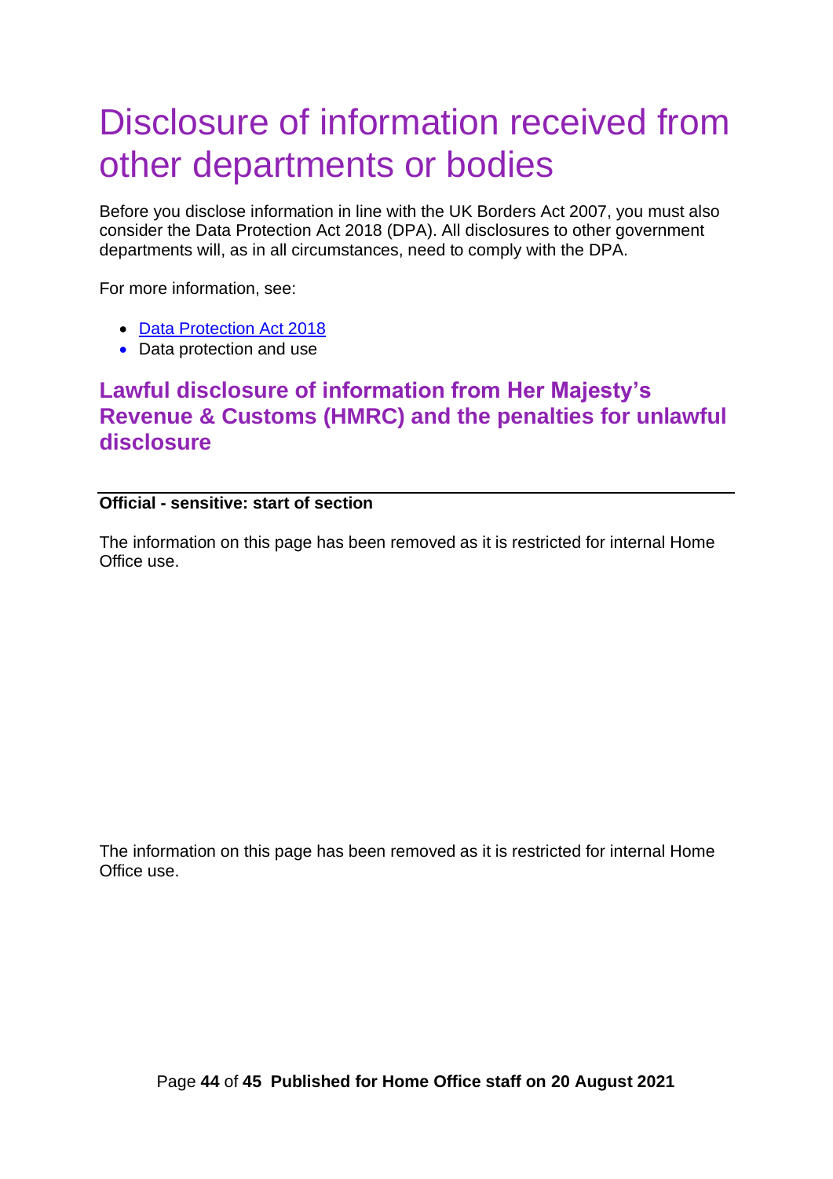# Disclosure of information received from other departments or bodies

Before you disclose information in line with the UK Borders Act 2007, you must also consider the Data Protection Act 2018 (DPA). All disclosures to other government departments will, as in all circumstances, need to comply with the DPA.

For more information, see:

- [Data Protection Act 2018]()
- Data protection and use

## Lawful disclosure of information from Her Majesty's Revenue & Customs (HMRC) and the penalties for unlawful disclosure

---

**Official - sensitive: start of section**

The information on this page has been removed as it is restricted for internal Home Office use.

The information on this page has been removed as it is restricted for internal Home Office use.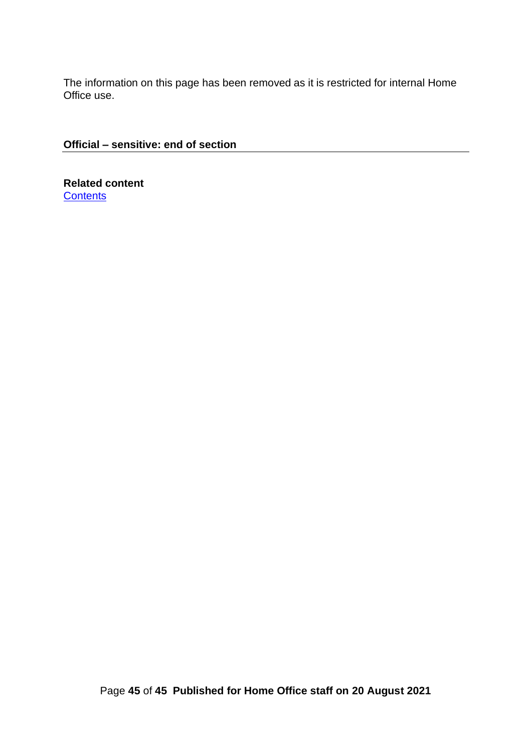The information on this page has been removed as it is restricted for internal Home Office use.

**Official – sensitive: end of section**

**Related content**
Contents